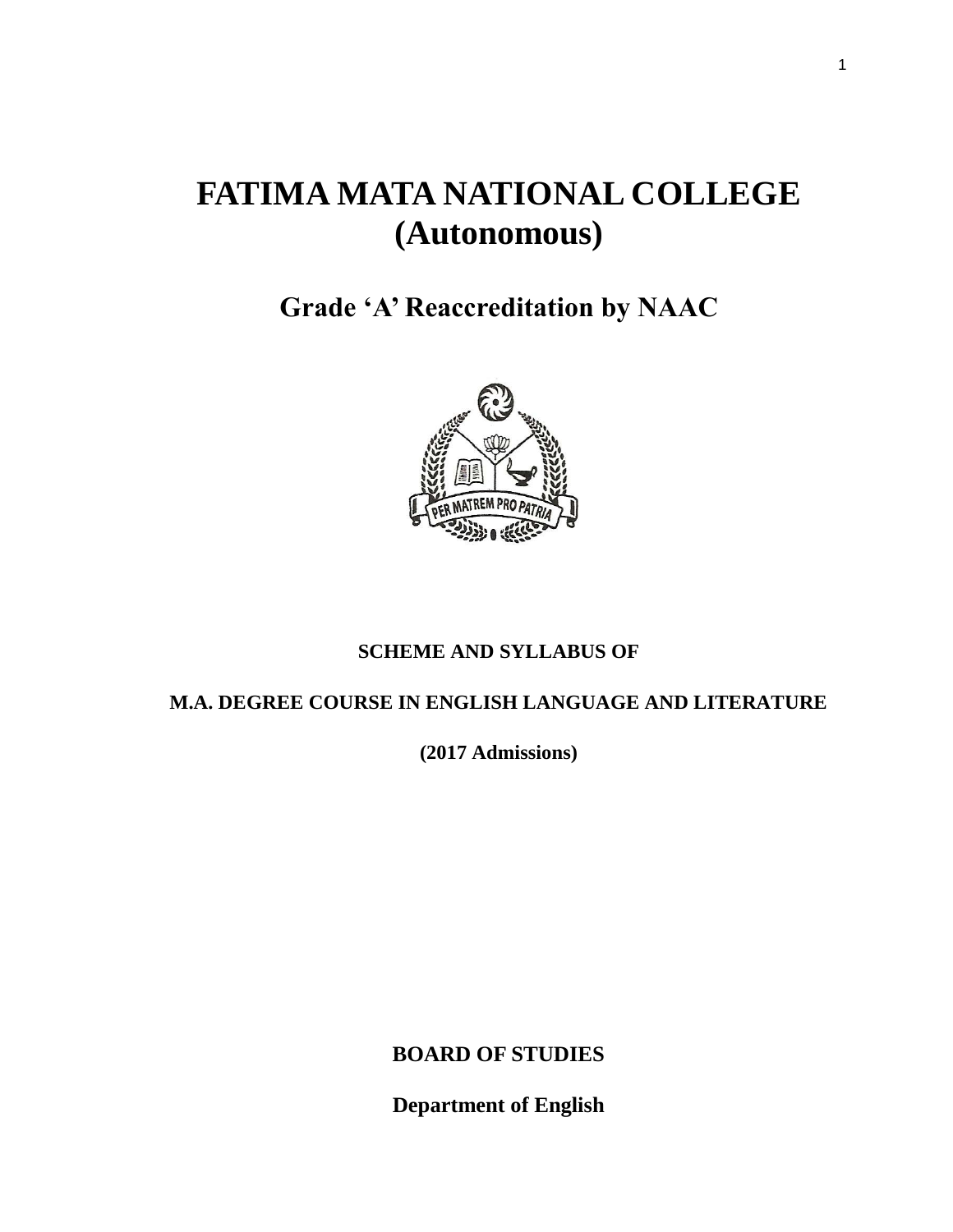# FATIMA MATA NATIONAL COLLEGE (Autonomous)

## Grade 'A' Reaccreditation by NAAC

**SCHEME AND SYLLABUS OF**

**M.A. DEGREE COURSE IN ENGLISH LANGUAGE AND LITERATURE**

**(2017 Admissions)**

**BOARD OF STUDIES**

**Department of English**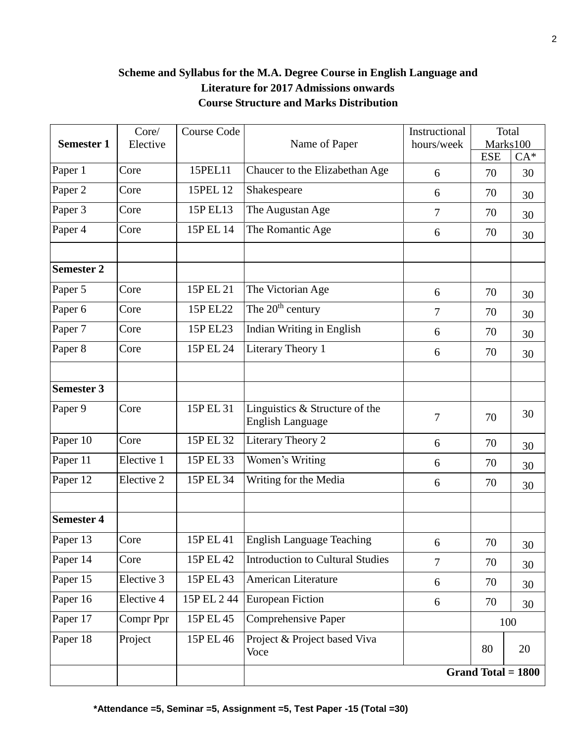**Scheme and Syllabus for the M.A. Degree Course in English Language and Literature for 2017 Admissions onwards**

**Course Structure and Marks Distribution**

| Semester 1 | Core/ Elective | Course Code | Name of Paper | Instructional hours/week | Total Marks100 | |
|---|---|---|---|---|---|---|
| | | | | | ESE | CA* |
| Paper 1 | Core | 15PEL11 | Chaucer to the Elizabethan Age | 6 | 70 | 30 |
| Paper 2 | Core | 15PEL 12 | Shakespeare | 6 | 70 | 30 |
| Paper 3 | Core | 15P EL13 | The Augustan Age | 7 | 70 | 30 |
| Paper 4 | Core | 15P EL 14 | The Romantic Age | 6 | 70 | 30 |
| | | | | | | |
| **Semester 2** | | | | | | |
| Paper 5 | Core | 15P EL 21 | The Victorian Age | 6 | 70 | 30 |
| Paper 6 | Core | 15P EL22 | The 20th century | 7 | 70 | 30 |
| Paper 7 | Core | 15P EL23 | Indian Writing in English | 6 | 70 | 30 |
| Paper 8 | Core | 15P EL 24 | Literary Theory 1 | 6 | 70 | 30 |
| | | | | | | |
| **Semester 3** | | | | | | |
| Paper 9 | Core | 15P EL 31 | Linguistics & Structure of the English Language | 7 | 70 | 30 |
| Paper 10 | Core | 15P EL 32 | Literary Theory 2 | 6 | 70 | 30 |
| Paper 11 | Elective 1 | 15P EL 33 | Women's Writing | 6 | 70 | 30 |
| Paper 12 | Elective 2 | 15P EL 34 | Writing for the Media | 6 | 70 | 30 |
| | | | | | | |
| **Semester 4** | | | | | | |
| Paper 13 | Core | 15P EL 41 | English Language Teaching | 6 | 70 | 30 |
| Paper 14 | Core | 15P EL 42 | Introduction to Cultural Studies | 7 | 70 | 30 |
| Paper 15 | Elective 3 | 15P EL 43 | American Literature | 6 | 70 | 30 |
| Paper 16 | Elective 4 | 15P EL 2 44 | European Fiction | 6 | 70 | 30 |
| Paper 17 | Compr Ppr | 15P EL 45 | Comprehensive Paper | | 100 | |
| Paper 18 | Project | 15P EL 46 | Project & Project based Viva Voce | | 80 | 20 |
| | | | **Grand Total = 1800** | | | |

***Attendance =5, Seminar =5, Assignment =5, Test Paper -15 (Total =30)**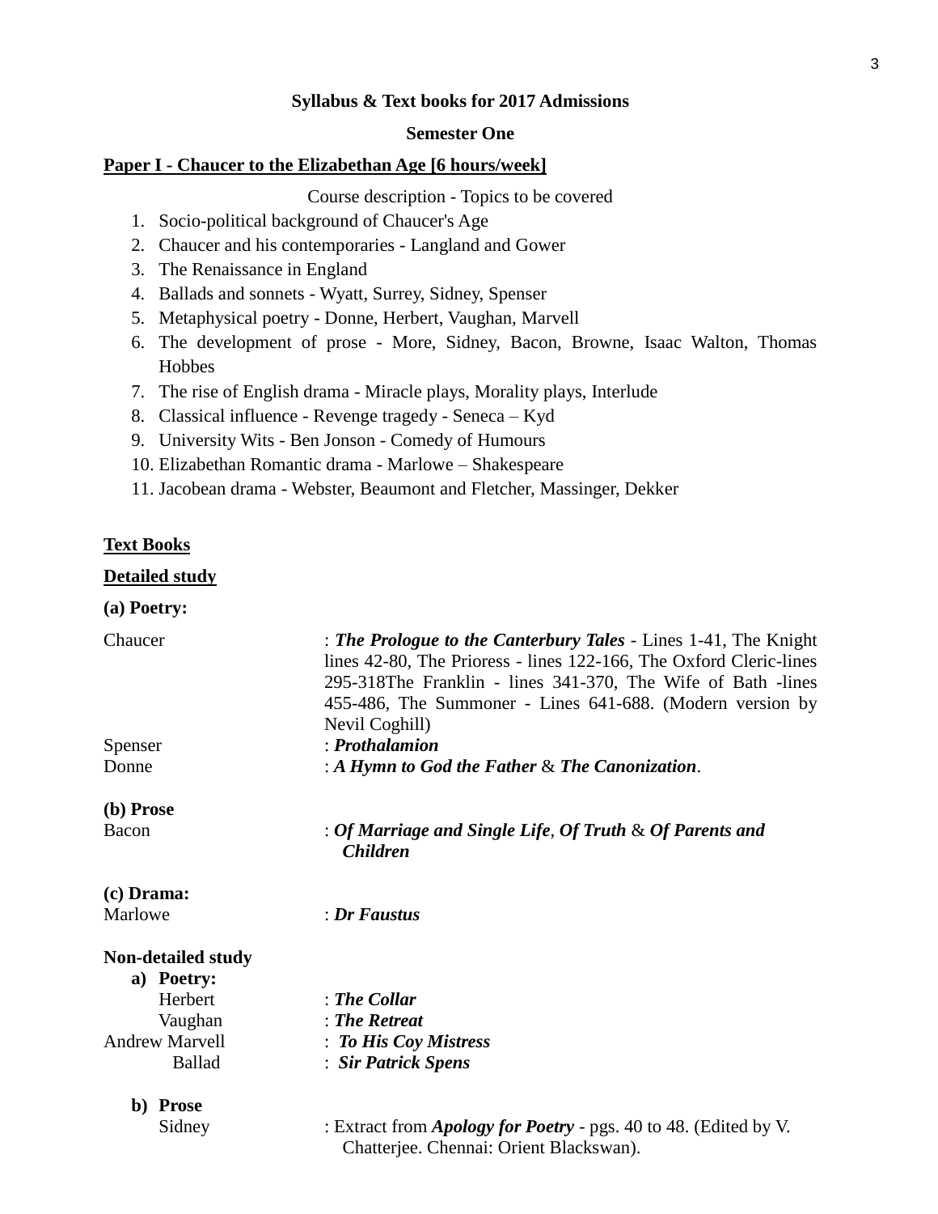**Syllabus & Text books for 2017 Admissions**

**Semester One**

**Paper I - Chaucer to the Elizabethan Age [6 hours/week]**

Course description - Topics to be covered

1. Socio-political background of Chaucer's Age
2. Chaucer and his contemporaries - Langland and Gower
3. The Renaissance in England
4. Ballads and sonnets - Wyatt, Surrey, Sidney, Spenser
5. Metaphysical poetry - Donne, Herbert, Vaughan, Marvell
6. The development of prose - More, Sidney, Bacon, Browne, Isaac Walton, Thomas Hobbes
7. The rise of English drama - Miracle plays, Morality plays, Interlude
8. Classical influence - Revenge tragedy - Seneca – Kyd
9. University Wits - Ben Jonson - Comedy of Humours
10. Elizabethan Romantic drama - Marlowe – Shakespeare
11. Jacobean drama - Webster, Beaumont and Fletcher, Massinger, Dekker

**Text Books**

**Detailed study**

**(a) Poetry:**

Chaucer : ***The Prologue to the Canterbury Tales*** - Lines 1-41, The Knight lines 42-80, The Prioress - lines 122-166, The Oxford Cleric-lines 295-318The Franklin - lines 341-370, The Wife of Bath -lines 455-486, The Summoner - Lines 641-688. (Modern version by Nevil Coghill)

Spenser : ***Prothalamion***

Donne : ***A Hymn to God the Father*** & ***The Canonization***.

**(b) Prose**

Bacon : ***Of Marriage and Single Life***, ***Of Truth*** & ***Of Parents and Children***

**(c) Drama:**

Marlowe : ***Dr Faustus***

**Non-detailed study**

**a) Poetry:**

Herbert : ***The Collar***

Vaughan : ***The Retreat***

Andrew Marvell : ***To His Coy Mistress***

Ballad : ***Sir Patrick Spens***

**b) Prose**

Sidney : Extract from ***Apology for Poetry*** - pgs. 40 to 48. (Edited by V. Chatterjee. Chennai: Orient Blackswan).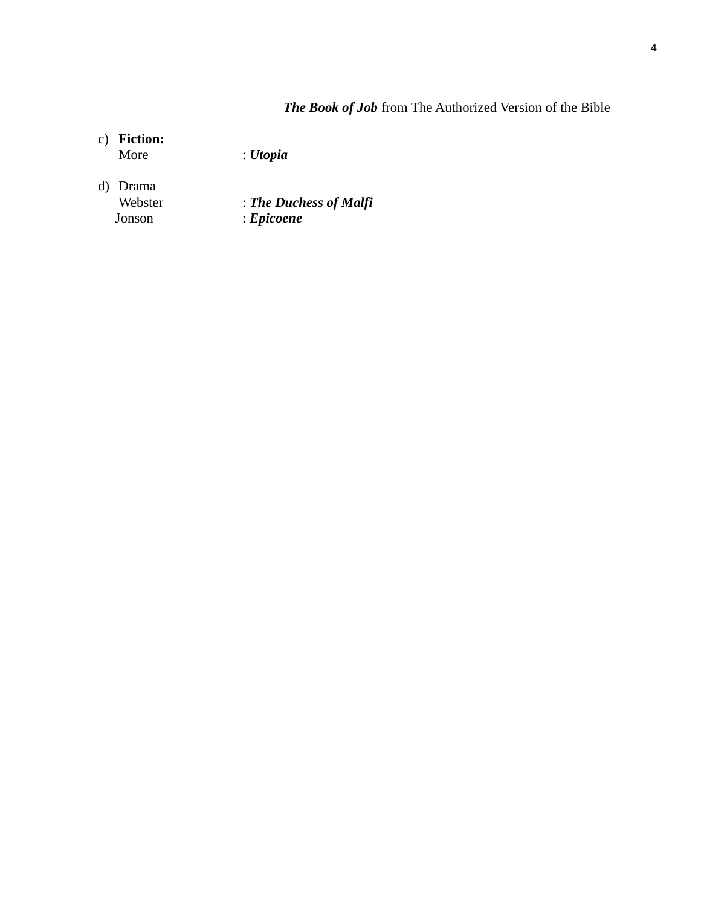***The Book of Job*** from The Authorized Version of the Bible

c) **Fiction:**
   More : ***Utopia***

d) Drama
   Webster : ***The Duchess of Malfi***
   Jonson : ***Epicoene***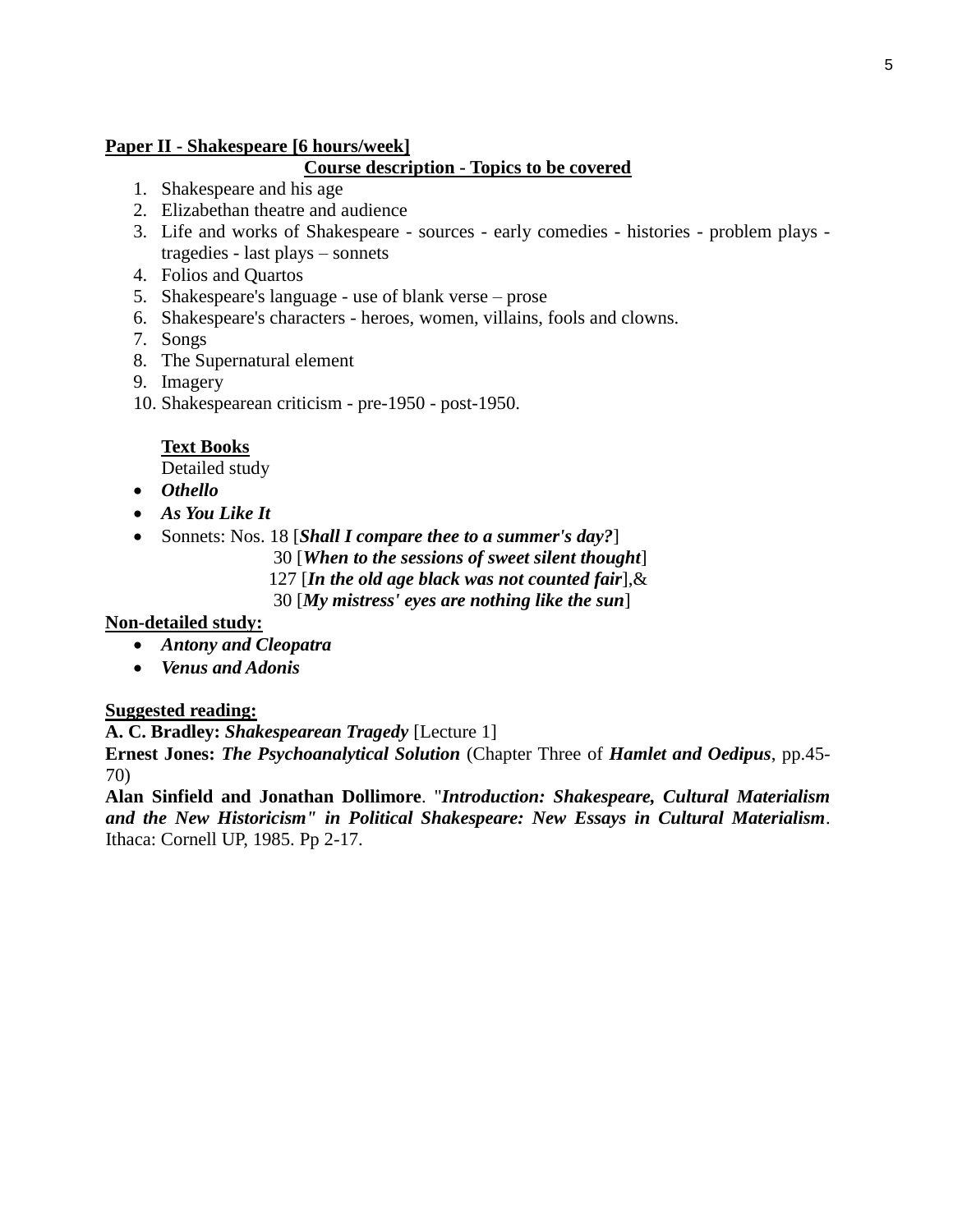**Paper II - Shakespeare [6 hours/week]**

**Course description - Topics to be covered**

1. Shakespeare and his age
2. Elizabethan theatre and audience
3. Life and works of Shakespeare - sources - early comedies - histories - problem plays - tragedies - last plays – sonnets
4. Folios and Quartos
5. Shakespeare's language - use of blank verse – prose
6. Shakespeare's characters - heroes, women, villains, fools and clowns.
7. Songs
8. The Supernatural element
9. Imagery
10. Shakespearean criticism - pre-1950 - post-1950.

**Text Books**

Detailed study

- ***Othello***
- ***As You Like It***
- Sonnets: Nos. 18 [***Shall I compare thee to a summer's day?***]
  30 [***When to the sessions of sweet silent thought***]
  127 [***In the old age black was not counted fair***],&
  30 [***My mistress' eyes are nothing like the sun***]

**Non-detailed study:**

- ***Antony and Cleopatra***
- ***Venus and Adonis***

**Suggested reading:**

**A. C. Bradley:** ***Shakespearean Tragedy*** [Lecture 1]

**Ernest Jones:** ***The Psychoanalytical Solution*** (Chapter Three of ***Hamlet and Oedipus***, pp.45-70)

**Alan Sinfield and Jonathan Dollimore**. "***Introduction: Shakespeare, Cultural Materialism and the New Historicism" in Political Shakespeare: New Essays in Cultural Materialism***. Ithaca: Cornell UP, 1985. Pp 2-17.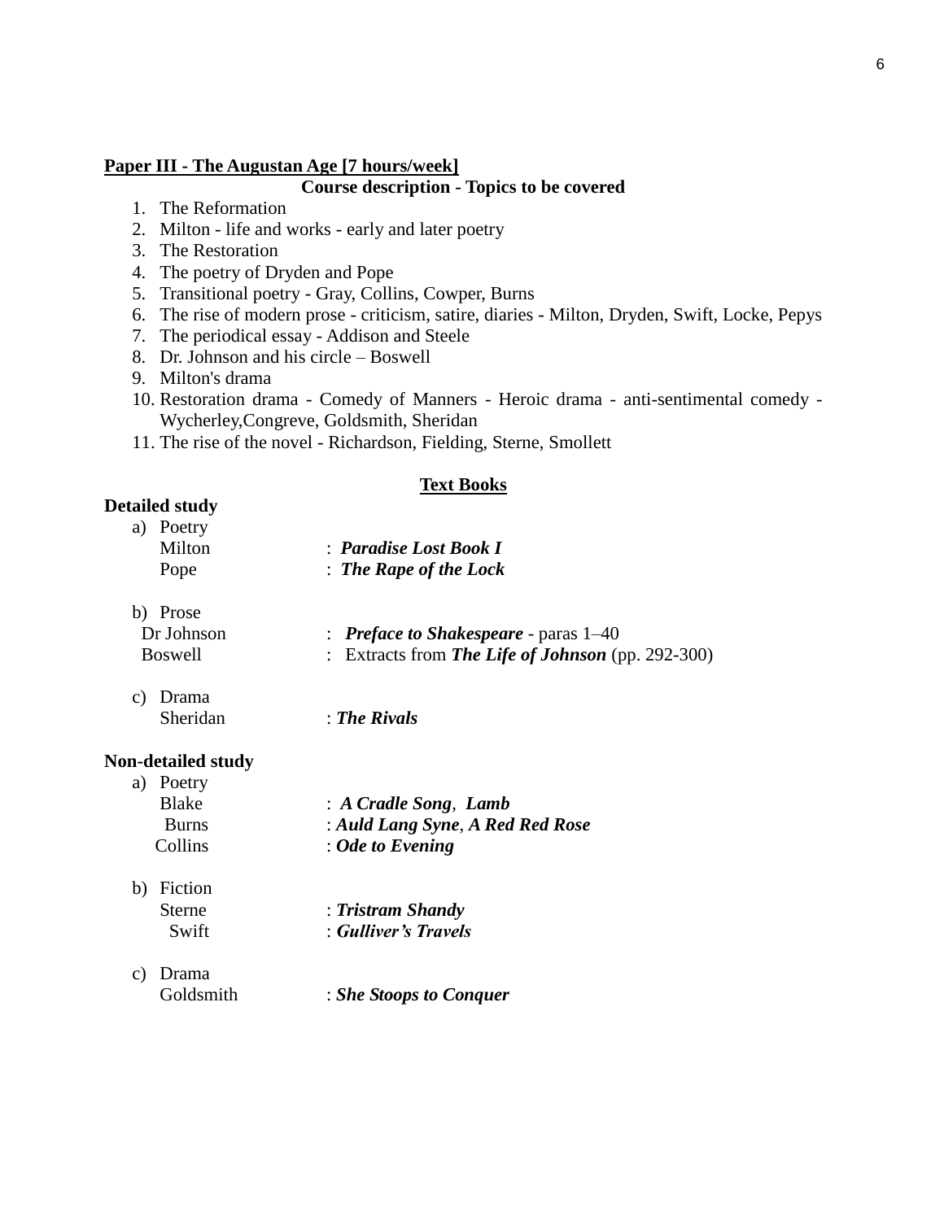**<u>Paper III - The Augustan Age [7 hours/week]</u>**

**Course description - Topics to be covered**

1. The Reformation
2. Milton - life and works - early and later poetry
3. The Restoration
4. The poetry of Dryden and Pope
5. Transitional poetry - Gray, Collins, Cowper, Burns
6. The rise of modern prose - criticism, satire, diaries - Milton, Dryden, Swift, Locke, Pepys
7. The periodical essay - Addison and Steele
8. Dr. Johnson and his circle – Boswell
9. Milton's drama
10. Restoration drama - Comedy of Manners - Heroic drama - anti-sentimental comedy - Wycherley,Congreve, Goldsmith, Sheridan
11. The rise of the novel - Richardson, Fielding, Sterne, Smollett

**<u>Text Books</u>**

**Detailed study**

a) Poetry

| | |
|---|---|
| Milton | : ***Paradise Lost Book I*** |
| Pope | : ***The Rape of the Lock*** |

b) Prose

| | |
|---|---|
| Dr Johnson | : ***Preface to Shakespeare*** - paras 1–40 |
| Boswell | : Extracts from ***The Life of Johnson*** (pp. 292-300) |

c) Drama

| | |
|---|---|
| Sheridan | : ***The Rivals*** |

**Non-detailed study**

a) Poetry

| | |
|---|---|
| Blake | : ***A Cradle Song***, ***Lamb*** |
| Burns | : ***Auld Lang Syne***, ***A Red Red Rose*** |
| Collins | : ***Ode to Evening*** |

b) Fiction

| | |
|---|---|
| Sterne | : ***Tristram Shandy*** |
| Swift | : ***Gulliver's Travels*** |

c) Drama

| | |
|---|---|
| Goldsmith | : ***She Stoops to Conquer*** |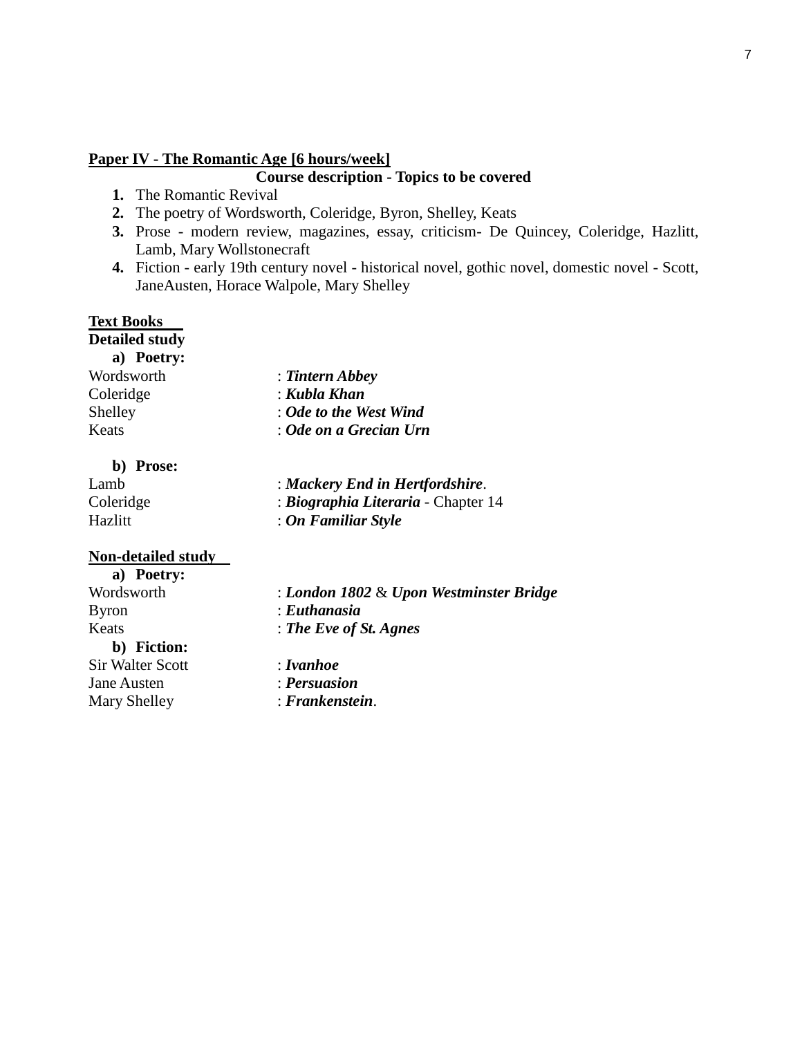**Paper IV - The Romantic Age [6 hours/week]**

**Course description - Topics to be covered**

1. The Romantic Revival
2. The poetry of Wordsworth, Coleridge, Byron, Shelley, Keats
3. Prose - modern review, magazines, essay, criticism- De Quincey, Coleridge, Hazlitt, Lamb, Mary Wollstonecraft
4. Fiction - early 19th century novel - historical novel, gothic novel, domestic novel - Scott, JaneAusten, Horace Walpole, Mary Shelley

**Text Books**

**Detailed study**

**a) Poetry:**

Wordsworth : ***Tintern Abbey***
Coleridge : ***Kubla Khan***
Shelley : ***Ode to the West Wind***
Keats : ***Ode on a Grecian Urn***

**b) Prose:**

Lamb : ***Mackery End in Hertfordshire***.
Coleridge : ***Biographia Literaria*** - Chapter 14
Hazlitt : ***On Familiar Style***

**Non-detailed study**

**a) Poetry:**

Wordsworth : ***London 1802*** & ***Upon Westminster Bridge***
Byron : ***Euthanasia***
Keats : ***The Eve of St. Agnes***

**b) Fiction:**

Sir Walter Scott : ***Ivanhoe***
Jane Austen : ***Persuasion***
Mary Shelley : ***Frankenstein***.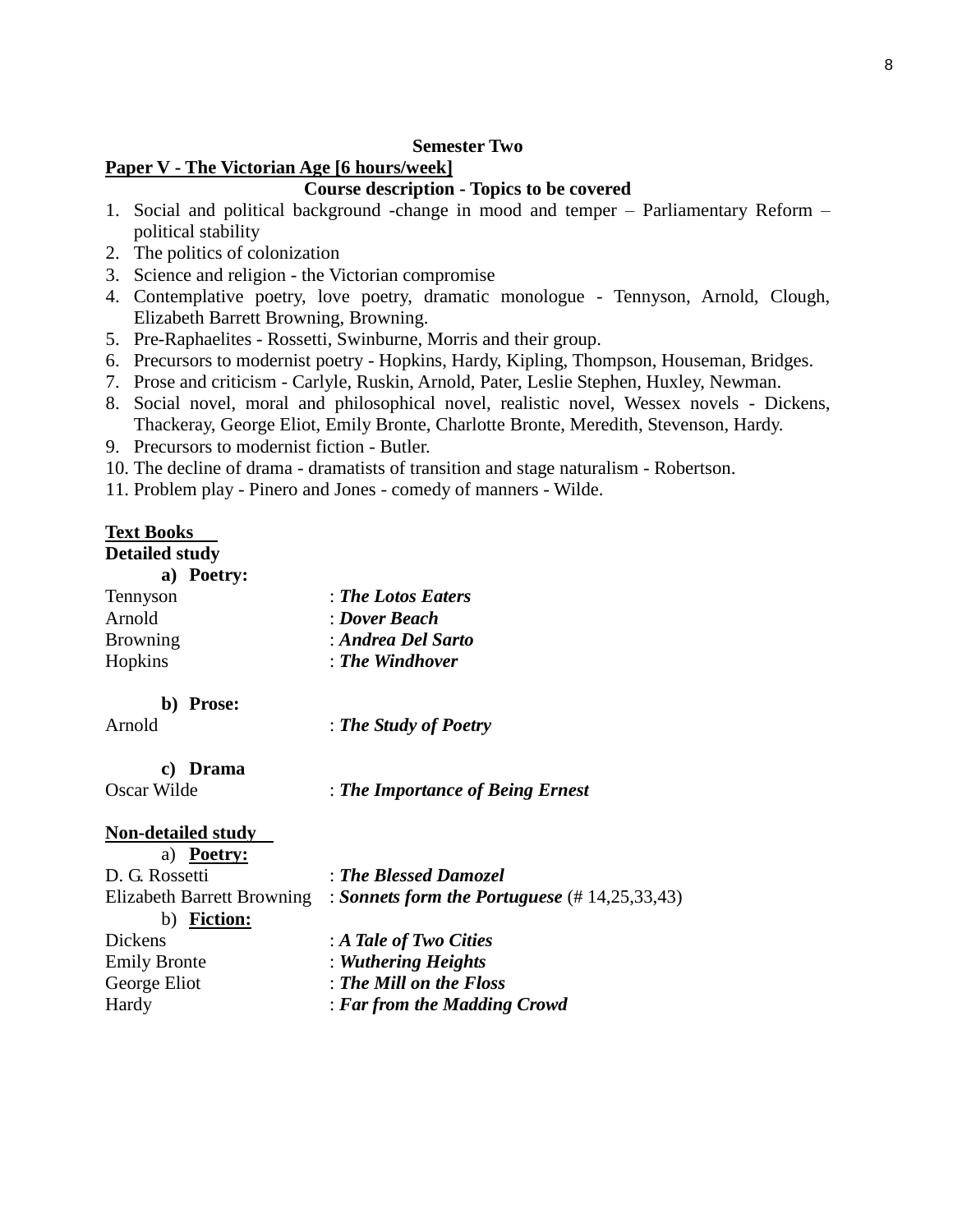**Semester Two**

**Paper V - The Victorian Age [6 hours/week]**

**Course description - Topics to be covered**

1. Social and political background -change in mood and temper – Parliamentary Reform – political stability
2. The politics of colonization
3. Science and religion - the Victorian compromise
4. Contemplative poetry, love poetry, dramatic monologue - Tennyson, Arnold, Clough, Elizabeth Barrett Browning, Browning.
5. Pre-Raphaelites - Rossetti, Swinburne, Morris and their group.
6. Precursors to modernist poetry - Hopkins, Hardy, Kipling, Thompson, Houseman, Bridges.
7. Prose and criticism - Carlyle, Ruskin, Arnold, Pater, Leslie Stephen, Huxley, Newman.
8. Social novel, moral and philosophical novel, realistic novel, Wessex novels - Dickens, Thackeray, George Eliot, Emily Bronte, Charlotte Bronte, Meredith, Stevenson, Hardy.
9. Precursors to modernist fiction - Butler.
10. The decline of drama - dramatists of transition and stage naturalism - Robertson.
11. Problem play - Pinero and Jones - comedy of manners - Wilde.

**Text Books**

**Detailed study**

**a) Poetry:**

Tennyson : ***The Lotos Eaters***
Arnold : ***Dover Beach***
Browning : ***Andrea Del Sarto***
Hopkins : ***The Windhover***

**b) Prose:**

Arnold : ***The Study of Poetry***

**c) Drama**

Oscar Wilde : ***The Importance of Being Ernest***

**Non-detailed study**

a) **Poetry:**

D. G. Rossetti : ***The Blessed Damozel***
Elizabeth Barrett Browning : ***Sonnets form the Portuguese*** (# 14,25,33,43)

b) **Fiction:**

Dickens : ***A Tale of Two Cities***
Emily Bronte : ***Wuthering Heights***
George Eliot : ***The Mill on the Floss***
Hardy : ***Far from the Madding Crowd***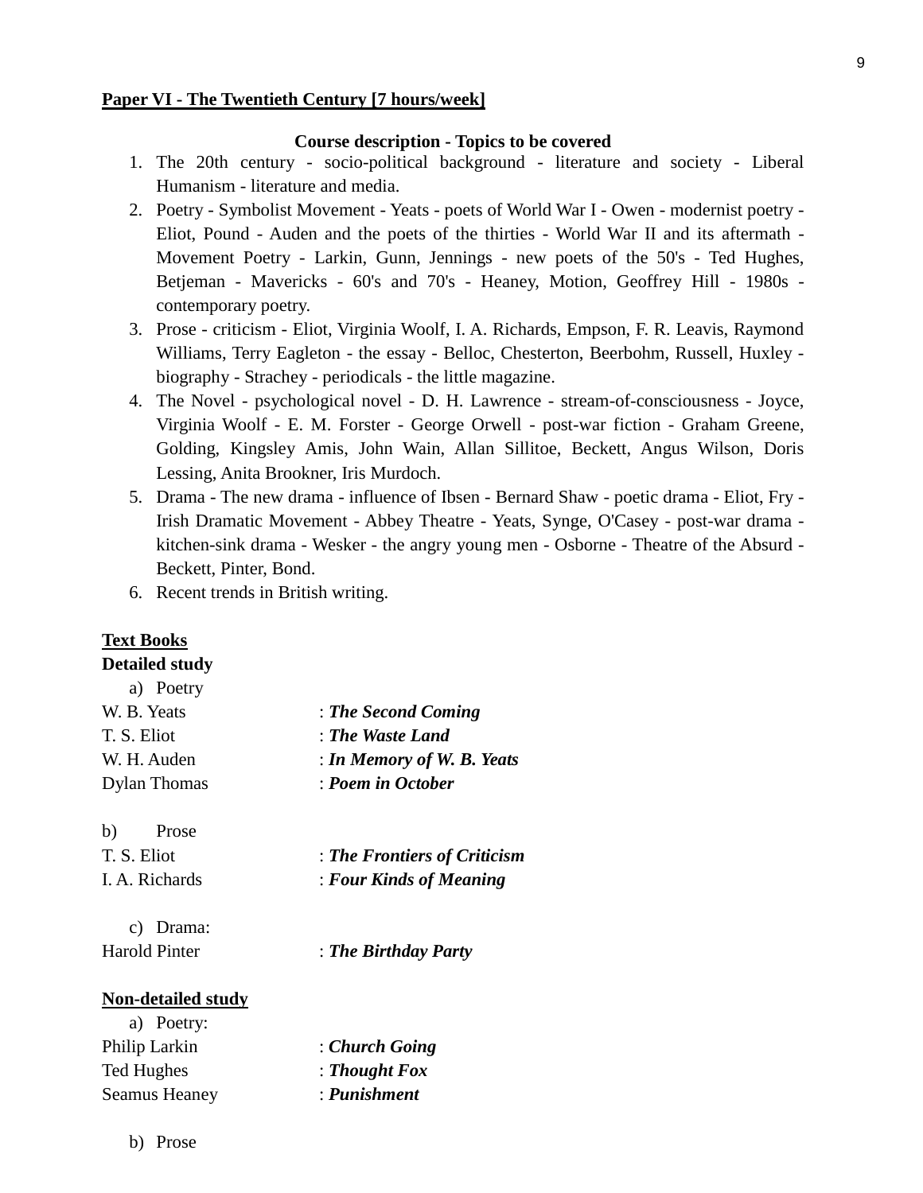**Paper VI - The Twentieth Century [7 hours/week]**

**Course description - Topics to be covered**

1. The 20th century - socio-political background - literature and society - Liberal Humanism - literature and media.
2. Poetry - Symbolist Movement - Yeats - poets of World War I - Owen - modernist poetry - Eliot, Pound - Auden and the poets of the thirties - World War II and its aftermath - Movement Poetry - Larkin, Gunn, Jennings - new poets of the 50's - Ted Hughes, Betjeman - Mavericks - 60's and 70's - Heaney, Motion, Geoffrey Hill - 1980s - contemporary poetry.
3. Prose - criticism - Eliot, Virginia Woolf, I. A. Richards, Empson, F. R. Leavis, Raymond Williams, Terry Eagleton - the essay - Belloc, Chesterton, Beerbohm, Russell, Huxley - biography - Strachey - periodicals - the little magazine.
4. The Novel - psychological novel - D. H. Lawrence - stream-of-consciousness - Joyce, Virginia Woolf - E. M. Forster - George Orwell - post-war fiction - Graham Greene, Golding, Kingsley Amis, John Wain, Allan Sillitoe, Beckett, Angus Wilson, Doris Lessing, Anita Brookner, Iris Murdoch.
5. Drama - The new drama - influence of Ibsen - Bernard Shaw - poetic drama - Eliot, Fry - Irish Dramatic Movement - Abbey Theatre - Yeats, Synge, O'Casey - post-war drama - kitchen-sink drama - Wesker - the angry young men - Osborne - Theatre of the Absurd - Beckett, Pinter, Bond.
6. Recent trends in British writing.

**Text Books**

**Detailed study**

a) Poetry

W. B. Yeats : ***The Second Coming***

T. S. Eliot : ***The Waste Land***

W. H. Auden : ***In Memory of W. B. Yeats***

Dylan Thomas : ***Poem in October***

b) Prose

T. S. Eliot : ***The Frontiers of Criticism***

I. A. Richards : ***Four Kinds of Meaning***

c) Drama:

Harold Pinter : ***The Birthday Party***

**Non-detailed study**

a) Poetry:

Philip Larkin : ***Church Going***

Ted Hughes : ***Thought Fox***

Seamus Heaney : ***Punishment***

b) Prose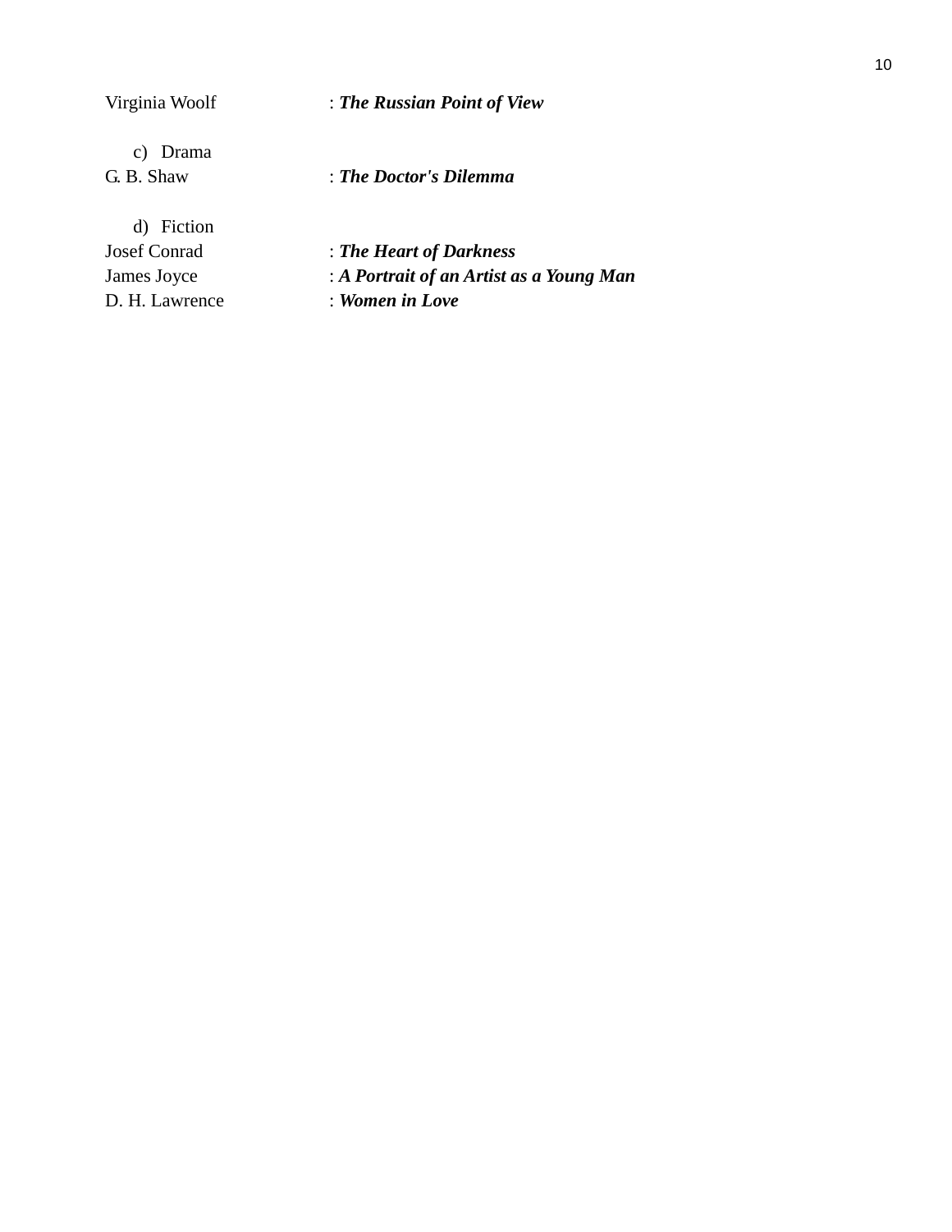Virginia Woolf : ***The Russian Point of View***

c) Drama

G. B. Shaw : ***The Doctor's Dilemma***

d) Fiction

Josef Conrad : ***The Heart of Darkness***

James Joyce : ***A Portrait of an Artist as a Young Man***

D. H. Lawrence : ***Women in Love***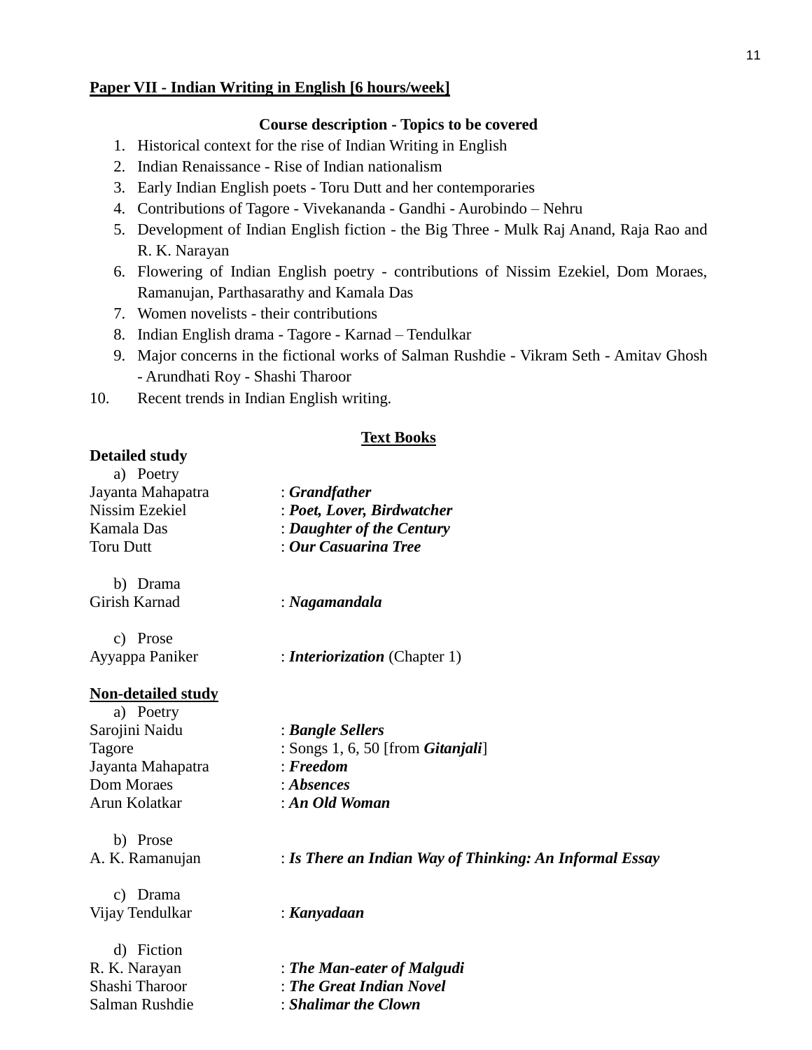**<u>Paper VII - Indian Writing in English [6 hours/week]</u>**

**Course description - Topics to be covered**

1. Historical context for the rise of Indian Writing in English
2. Indian Renaissance - Rise of Indian nationalism
3. Early Indian English poets - Toru Dutt and her contemporaries
4. Contributions of Tagore - Vivekananda - Gandhi - Aurobindo – Nehru
5. Development of Indian English fiction - the Big Three - Mulk Raj Anand, Raja Rao and R. K. Narayan
6. Flowering of Indian English poetry - contributions of Nissim Ezekiel, Dom Moraes, Ramanujan, Parthasarathy and Kamala Das
7. Women novelists - their contributions
8. Indian English drama - Tagore - Karnad – Tendulkar
9. Major concerns in the fictional works of Salman Rushdie - Vikram Seth - Amitav Ghosh - Arundhati Roy - Shashi Tharoor
10. Recent trends in Indian English writing.

**<u>Text Books</u>**

**Detailed study**

a) Poetry

Jayanta Mahapatra : ***Grandfather***
Nissim Ezekiel : ***Poet, Lover, Birdwatcher***
Kamala Das : ***Daughter of the Century***
Toru Dutt : ***Our Casuarina Tree***

b) Drama

Girish Karnad : ***Nagamandala***

c) Prose

Ayyappa Paniker : ***Interiorization*** (Chapter 1)

**<u>Non-detailed study</u>**

a) Poetry

Sarojini Naidu : ***Bangle Sellers***
Tagore : Songs 1, 6, 50 [from ***Gitanjali***]
Jayanta Mahapatra : ***Freedom***
Dom Moraes : ***Absences***
Arun Kolatkar : ***An Old Woman***

b) Prose

A. K. Ramanujan : ***Is There an Indian Way of Thinking: An Informal Essay***

c) Drama

Vijay Tendulkar : ***Kanyadaan***

d) Fiction

R. K. Narayan : ***The Man-eater of Malgudi***
Shashi Tharoor : ***The Great Indian Novel***
Salman Rushdie : ***Shalimar the Clown***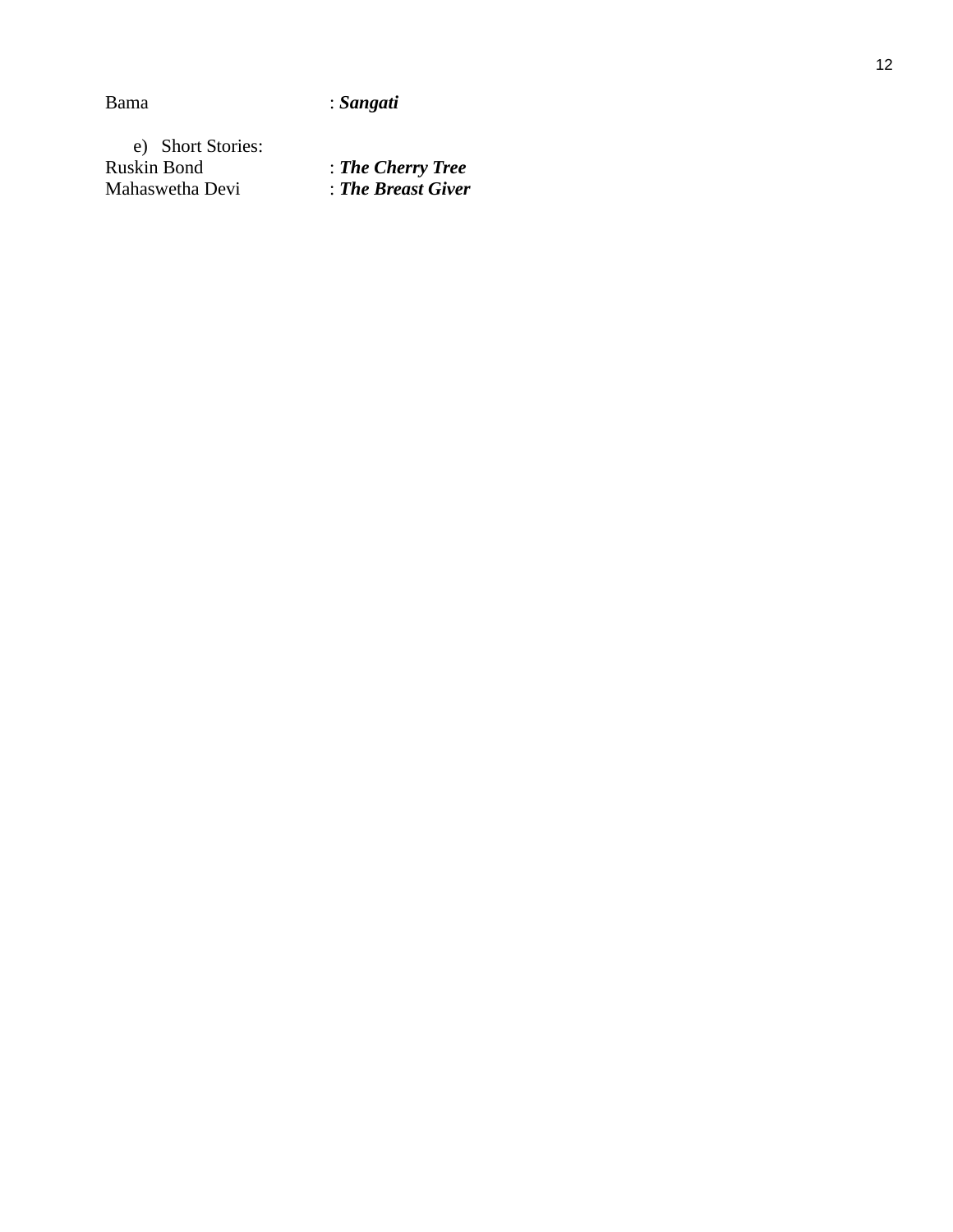Bama : ***Sangati***

e) Short Stories:

Ruskin Bond : ***The Cherry Tree***
Mahaswetha Devi : ***The Breast Giver***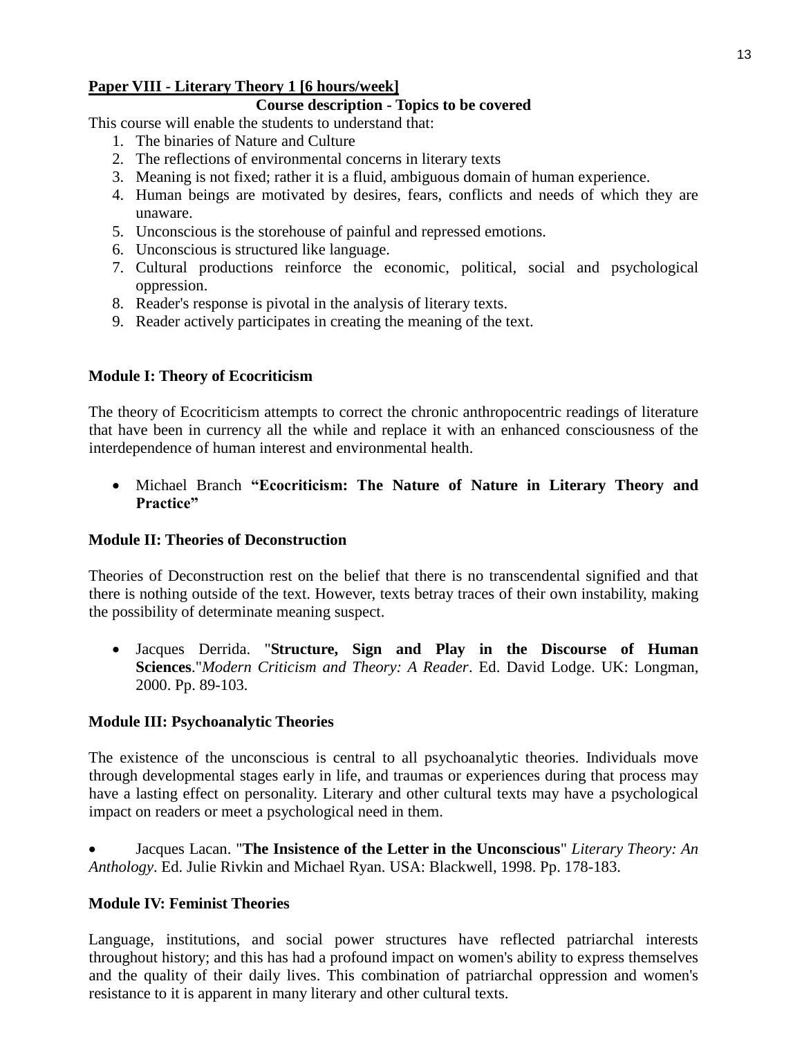**Paper VIII - Literary Theory 1 [6 hours/week]**

**Course description - Topics to be covered**

This course will enable the students to understand that:

1. The binaries of Nature and Culture
2. The reflections of environmental concerns in literary texts
3. Meaning is not fixed; rather it is a fluid, ambiguous domain of human experience.
4. Human beings are motivated by desires, fears, conflicts and needs of which they are unaware.
5. Unconscious is the storehouse of painful and repressed emotions.
6. Unconscious is structured like language.
7. Cultural productions reinforce the economic, political, social and psychological oppression.
8. Reader's response is pivotal in the analysis of literary texts.
9. Reader actively participates in creating the meaning of the text.

**Module I: Theory of Ecocriticism**

The theory of Ecocriticism attempts to correct the chronic anthropocentric readings of literature that have been in currency all the while and replace it with an enhanced consciousness of the interdependence of human interest and environmental health.

- Michael Branch **"Ecocriticism: The Nature of Nature in Literary Theory and Practice"**

**Module II: Theories of Deconstruction**

Theories of Deconstruction rest on the belief that there is no transcendental signified and that there is nothing outside of the text. However, texts betray traces of their own instability, making the possibility of determinate meaning suspect.

- Jacques Derrida. "**Structure, Sign and Play in the Discourse of Human Sciences**."*Modern Criticism and Theory: A Reader*. Ed. David Lodge. UK: Longman, 2000. Pp. 89-103.

**Module III: Psychoanalytic Theories**

The existence of the unconscious is central to all psychoanalytic theories. Individuals move through developmental stages early in life, and traumas or experiences during that process may have a lasting effect on personality. Literary and other cultural texts may have a psychological impact on readers or meet a psychological need in them.

- Jacques Lacan. "**The Insistence of the Letter in the Unconscious**" *Literary Theory: An Anthology*. Ed. Julie Rivkin and Michael Ryan. USA: Blackwell, 1998. Pp. 178-183.

**Module IV: Feminist Theories**

Language, institutions, and social power structures have reflected patriarchal interests throughout history; and this has had a profound impact on women's ability to express themselves and the quality of their daily lives. This combination of patriarchal oppression and women's resistance to it is apparent in many literary and other cultural texts.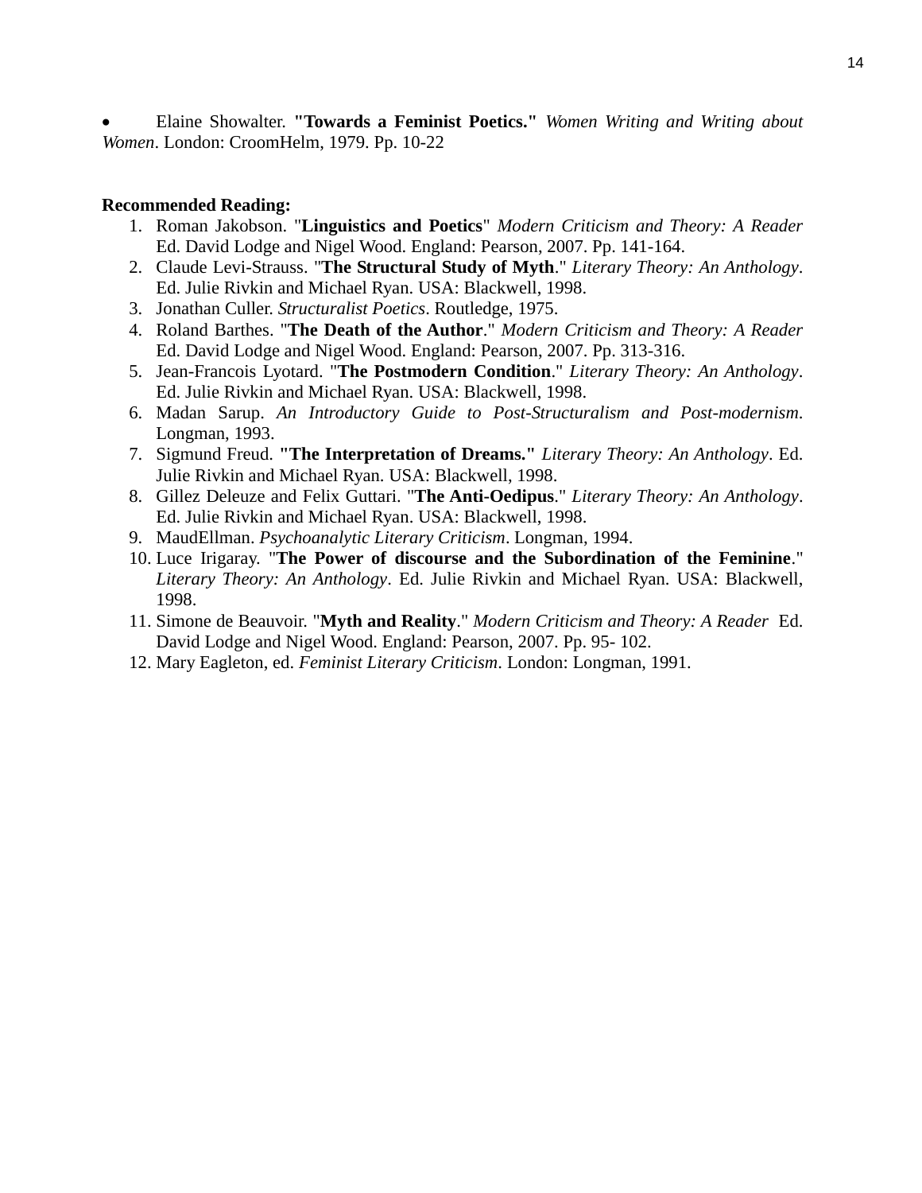- Elaine Showalter. **"Towards a Feminist Poetics."** *Women Writing and Writing about Women*. London: CroomHelm, 1979. Pp. 10-22

**Recommended Reading:**

1. Roman Jakobson. "**Linguistics and Poetics**" *Modern Criticism and Theory: A Reader* Ed. David Lodge and Nigel Wood. England: Pearson, 2007. Pp. 141-164.
2. Claude Levi-Strauss. "**The Structural Study of Myth**." *Literary Theory: An Anthology*. Ed. Julie Rivkin and Michael Ryan. USA: Blackwell, 1998.
3. Jonathan Culler. *Structuralist Poetics*. Routledge, 1975.
4. Roland Barthes. "**The Death of the Author**." *Modern Criticism and Theory: A Reader* Ed. David Lodge and Nigel Wood. England: Pearson, 2007. Pp. 313-316.
5. Jean-Francois Lyotard. "**The Postmodern Condition**." *Literary Theory: An Anthology*. Ed. Julie Rivkin and Michael Ryan. USA: Blackwell, 1998.
6. Madan Sarup. *An Introductory Guide to Post-Structuralism and Post-modernism*. Longman, 1993.
7. Sigmund Freud. **"The Interpretation of Dreams."** *Literary Theory: An Anthology*. Ed. Julie Rivkin and Michael Ryan. USA: Blackwell, 1998.
8. Gillez Deleuze and Felix Guttari. "**The Anti-Oedipus**." *Literary Theory: An Anthology*. Ed. Julie Rivkin and Michael Ryan. USA: Blackwell, 1998.
9. MaudEllman. *Psychoanalytic Literary Criticism*. Longman, 1994.
10. Luce Irigaray. "**The Power of discourse and the Subordination of the Feminine**." *Literary Theory: An Anthology*. Ed. Julie Rivkin and Michael Ryan. USA: Blackwell, 1998.
11. Simone de Beauvoir. "**Myth and Reality**." *Modern Criticism and Theory: A Reader* Ed. David Lodge and Nigel Wood. England: Pearson, 2007. Pp. 95- 102.
12. Mary Eagleton, ed. *Feminist Literary Criticism*. London: Longman, 1991.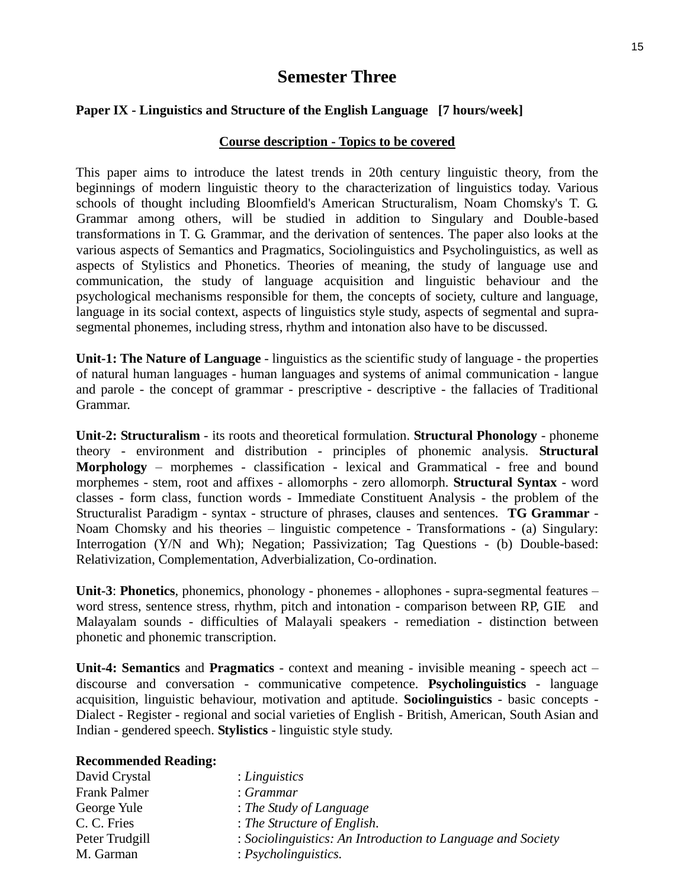# Semester Three

**Paper IX - Linguistics and Structure of the English Language [7 hours/week]**

**Course description - Topics to be covered**

This paper aims to introduce the latest trends in 20th century linguistic theory, from the beginnings of modern linguistic theory to the characterization of linguistics today. Various schools of thought including Bloomfield's American Structuralism, Noam Chomsky's T. G. Grammar among others, will be studied in addition to Singulary and Double-based transformations in T. G. Grammar, and the derivation of sentences. The paper also looks at the various aspects of Semantics and Pragmatics, Sociolinguistics and Psycholinguistics, as well as aspects of Stylistics and Phonetics. Theories of meaning, the study of language use and communication, the study of language acquisition and linguistic behaviour and the psychological mechanisms responsible for them, the concepts of society, culture and language, language in its social context, aspects of linguistics style study, aspects of segmental and supra-segmental phonemes, including stress, rhythm and intonation also have to be discussed.

**Unit-1: The Nature of Language** - linguistics as the scientific study of language - the properties of natural human languages - human languages and systems of animal communication - langue and parole - the concept of grammar - prescriptive - descriptive - the fallacies of Traditional Grammar.

**Unit-2: Structuralism** - its roots and theoretical formulation. **Structural Phonology** - phoneme theory - environment and distribution - principles of phonemic analysis. **Structural Morphology** – morphemes - classification - lexical and Grammatical - free and bound morphemes - stem, root and affixes - allomorphs - zero allomorph. **Structural Syntax** - word classes - form class, function words - Immediate Constituent Analysis - the problem of the Structuralist Paradigm - syntax - structure of phrases, clauses and sentences. **TG Grammar** - Noam Chomsky and his theories – linguistic competence - Transformations - (a) Singulary: Interrogation (Y/N and Wh); Negation; Passivization; Tag Questions - (b) Double-based: Relativization, Complementation, Adverbialization, Co-ordination.

**Unit-3**: **Phonetics**, phonemics, phonology - phonemes - allophones - supra-segmental features – word stress, sentence stress, rhythm, pitch and intonation - comparison between RP, GIE and Malayalam sounds - difficulties of Malayali speakers - remediation - distinction between phonetic and phonemic transcription.

**Unit-4: Semantics** and **Pragmatics** - context and meaning - invisible meaning - speech act – discourse and conversation - communicative competence. **Psycholinguistics** - language acquisition, linguistic behaviour, motivation and aptitude. **Sociolinguistics** - basic concepts - Dialect - Register - regional and social varieties of English - British, American, South Asian and Indian - gendered speech. **Stylistics** - linguistic style study.

**Recommended Reading:**

David Crystal : *Linguistics*
Frank Palmer : *Grammar*
George Yule : *The Study of Language*
C. C. Fries : *The Structure of English*.
Peter Trudgill : *Sociolinguistics: An Introduction to Language and Society*
M. Garman : *Psycholinguistics.*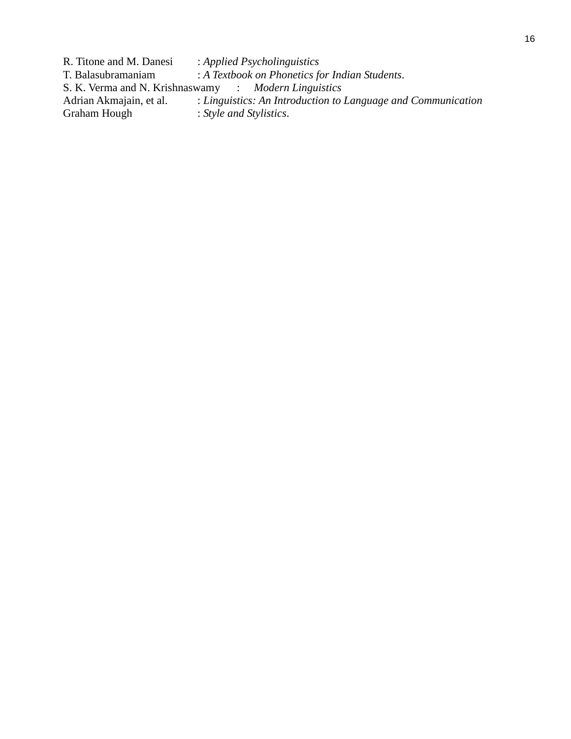R. Titone and M. Danesi : *Applied Psycholinguistics*
T. Balasubramaniam : *A Textbook on Phonetics for Indian Students*.
S. K. Verma and N. Krishnaswamy : *Modern Linguistics*
Adrian Akmajain, et al. : *Linguistics: An Introduction to Language and Communication*
Graham Hough : *Style and Stylistics*.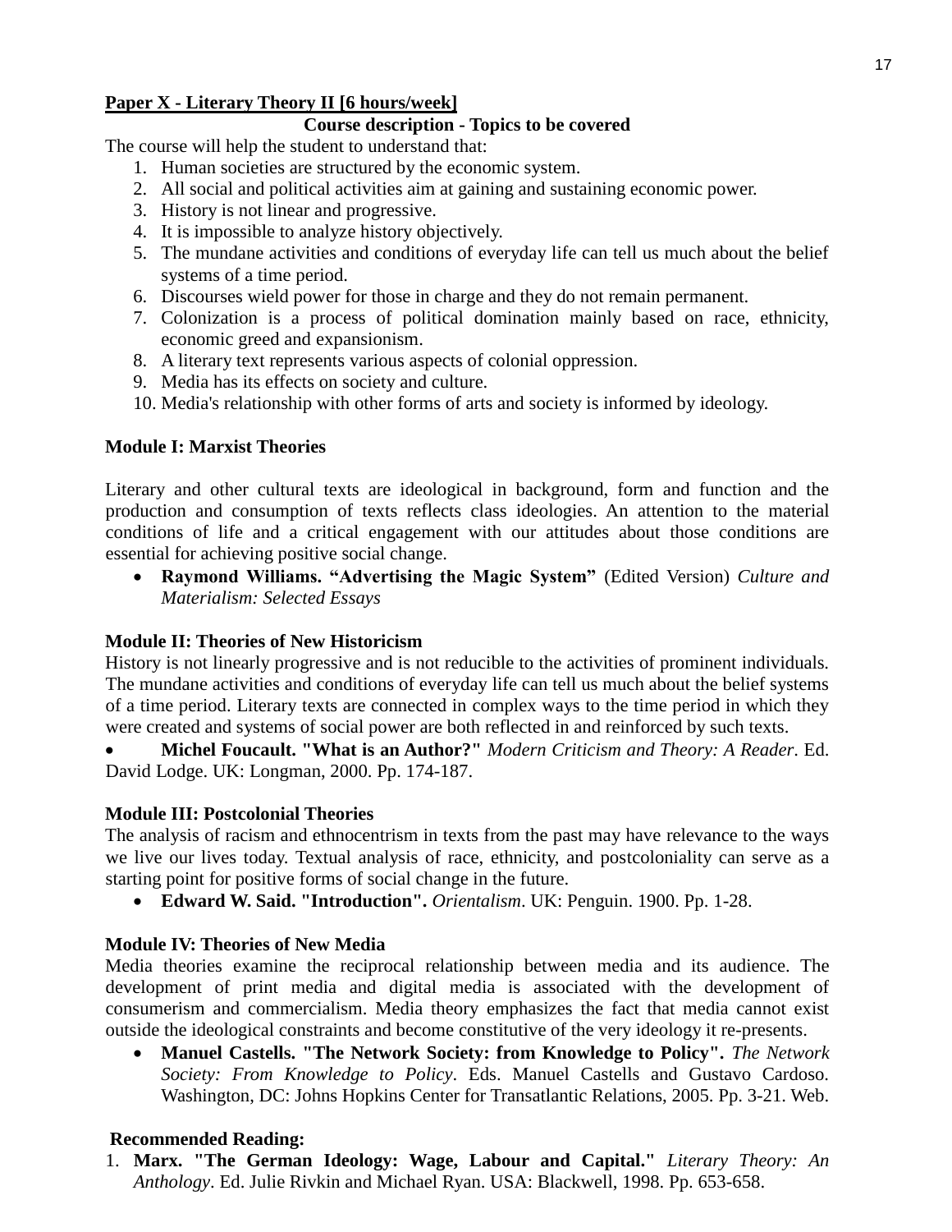**Paper X - Literary Theory II [6 hours/week]**

**Course description - Topics to be covered**

The course will help the student to understand that:

1. Human societies are structured by the economic system.
2. All social and political activities aim at gaining and sustaining economic power.
3. History is not linear and progressive.
4. It is impossible to analyze history objectively.
5. The mundane activities and conditions of everyday life can tell us much about the belief systems of a time period.
6. Discourses wield power for those in charge and they do not remain permanent.
7. Colonization is a process of political domination mainly based on race, ethnicity, economic greed and expansionism.
8. A literary text represents various aspects of colonial oppression.
9. Media has its effects on society and culture.
10. Media's relationship with other forms of arts and society is informed by ideology.

**Module I: Marxist Theories**

Literary and other cultural texts are ideological in background, form and function and the production and consumption of texts reflects class ideologies. An attention to the material conditions of life and a critical engagement with our attitudes about those conditions are essential for achieving positive social change.

- **Raymond Williams. "Advertising the Magic System"** (Edited Version) *Culture and Materialism: Selected Essays*

**Module II: Theories of New Historicism**

History is not linearly progressive and is not reducible to the activities of prominent individuals. The mundane activities and conditions of everyday life can tell us much about the belief systems of a time period. Literary texts are connected in complex ways to the time period in which they were created and systems of social power are both reflected in and reinforced by such texts.

- **Michel Foucault. "What is an Author?"** *Modern Criticism and Theory: A Reader*. Ed. David Lodge. UK: Longman, 2000. Pp. 174-187.

**Module III: Postcolonial Theories**

The analysis of racism and ethnocentrism in texts from the past may have relevance to the ways we live our lives today. Textual analysis of race, ethnicity, and postcoloniality can serve as a starting point for positive forms of social change in the future.

- **Edward W. Said. "Introduction".** *Orientalism*. UK: Penguin. 1900. Pp. 1-28.

**Module IV: Theories of New Media**

Media theories examine the reciprocal relationship between media and its audience. The development of print media and digital media is associated with the development of consumerism and commercialism. Media theory emphasizes the fact that media cannot exist outside the ideological constraints and become constitutive of the very ideology it re-presents.

- **Manuel Castells. "The Network Society: from Knowledge to Policy".** *The Network Society: From Knowledge to Policy*. Eds. Manuel Castells and Gustavo Cardoso. Washington, DC: Johns Hopkins Center for Transatlantic Relations, 2005. Pp. 3-21. Web.

**Recommended Reading:**

1. **Marx. "The German Ideology: Wage, Labour and Capital."** *Literary Theory: An Anthology*. Ed. Julie Rivkin and Michael Ryan. USA: Blackwell, 1998. Pp. 653-658.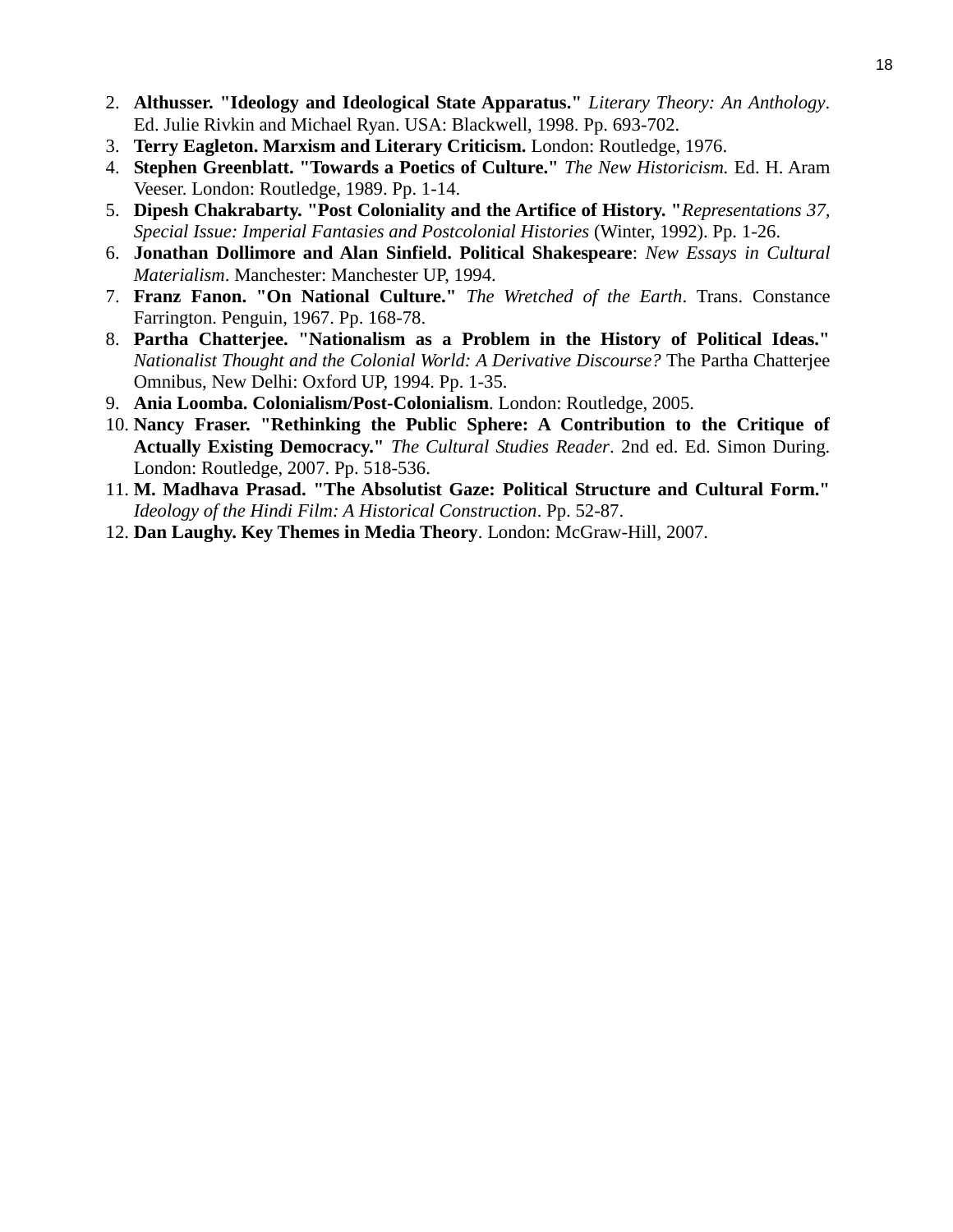2. **Althusser. "Ideology and Ideological State Apparatus."** *Literary Theory: An Anthology*. Ed. Julie Rivkin and Michael Ryan. USA: Blackwell, 1998. Pp. 693-702.
3. **Terry Eagleton. Marxism and Literary Criticism.** London: Routledge, 1976.
4. **Stephen Greenblatt. "Towards a Poetics of Culture."** *The New Historicism.* Ed. H. Aram Veeser. London: Routledge, 1989. Pp. 1-14.
5. **Dipesh Chakrabarty. "Post Coloniality and the Artifice of History. "***Representations 37, Special Issue: Imperial Fantasies and Postcolonial Histories* (Winter, 1992). Pp. 1-26.
6. **Jonathan Dollimore and Alan Sinfield. Political Shakespeare**: *New Essays in Cultural Materialism*. Manchester: Manchester UP, 1994.
7. **Franz Fanon. "On National Culture."** *The Wretched of the Earth*. Trans. Constance Farrington. Penguin, 1967. Pp. 168-78.
8. **Partha Chatterjee. "Nationalism as a Problem in the History of Political Ideas."** *Nationalist Thought and the Colonial World: A Derivative Discourse?* The Partha Chatterjee Omnibus, New Delhi: Oxford UP, 1994. Pp. 1-35.
9. **Ania Loomba. Colonialism/Post-Colonialism**. London: Routledge, 2005.
10. **Nancy Fraser. "Rethinking the Public Sphere: A Contribution to the Critique of Actually Existing Democracy."** *The Cultural Studies Reader*. 2nd ed. Ed. Simon During. London: Routledge, 2007. Pp. 518-536.
11. **M. Madhava Prasad. "The Absolutist Gaze: Political Structure and Cultural Form."** *Ideology of the Hindi Film: A Historical Construction*. Pp. 52-87.
12. **Dan Laughy. Key Themes in Media Theory**. London: McGraw-Hill, 2007.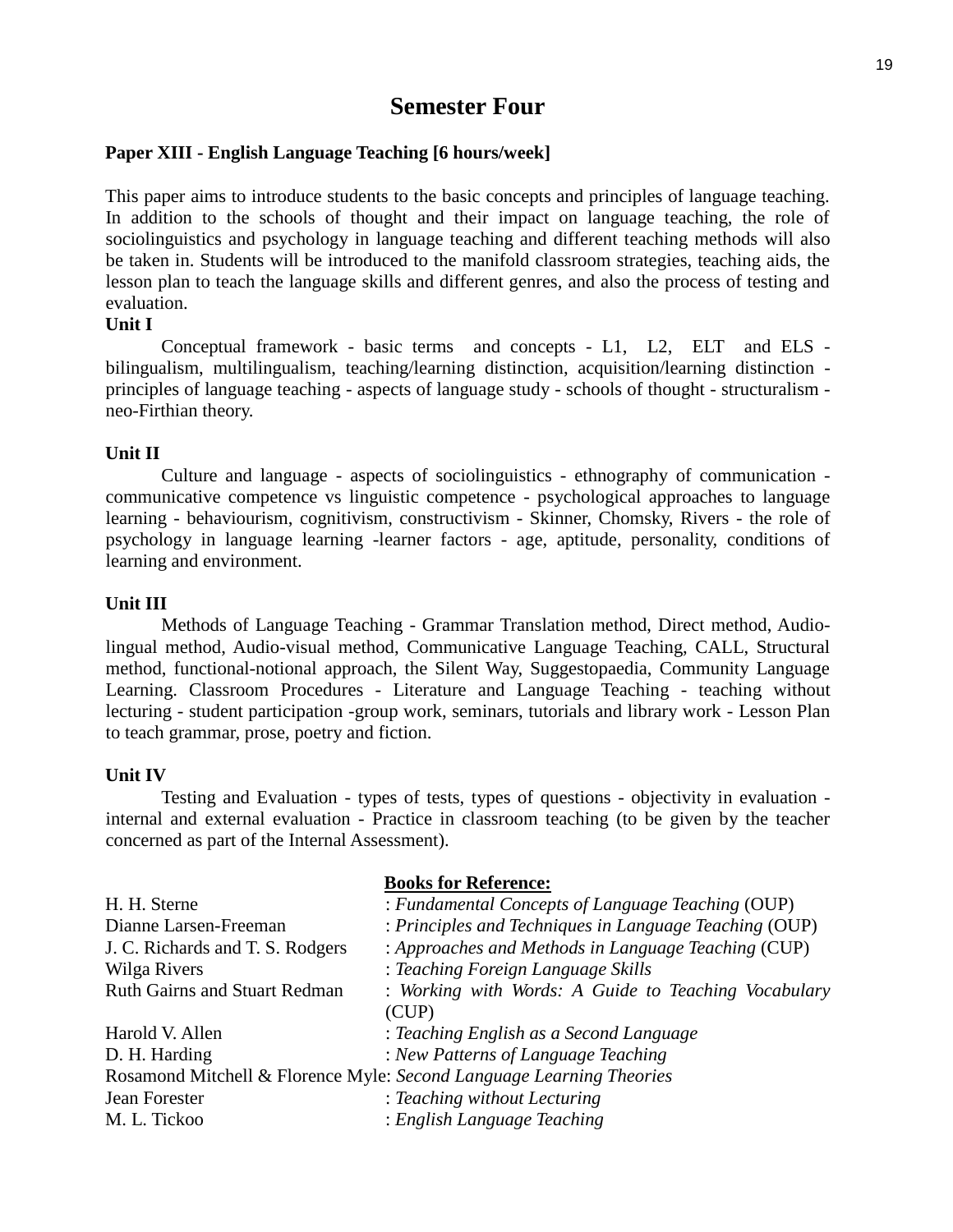# Semester Four

**Paper XIII - English Language Teaching [6 hours/week]**

This paper aims to introduce students to the basic concepts and principles of language teaching. In addition to the schools of thought and their impact on language teaching, the role of sociolinguistics and psychology in language teaching and different teaching methods will also be taken in. Students will be introduced to the manifold classroom strategies, teaching aids, the lesson plan to teach the language skills and different genres, and also the process of testing and evaluation.

**Unit I**

Conceptual framework - basic terms and concepts - L1, L2, ELT and ELS - bilingualism, multilingualism, teaching/learning distinction, acquisition/learning distinction - principles of language teaching - aspects of language study - schools of thought - structuralism - neo-Firthian theory.

**Unit II**

Culture and language - aspects of sociolinguistics - ethnography of communication - communicative competence vs linguistic competence - psychological approaches to language learning - behaviourism, cognitivism, constructivism - Skinner, Chomsky, Rivers - the role of psychology in language learning -learner factors - age, aptitude, personality, conditions of learning and environment.

**Unit III**

Methods of Language Teaching - Grammar Translation method, Direct method, Audio-lingual method, Audio-visual method, Communicative Language Teaching, CALL, Structural method, functional-notional approach, the Silent Way, Suggestopaedia, Community Language Learning. Classroom Procedures - Literature and Language Teaching - teaching without lecturing - student participation -group work, seminars, tutorials and library work - Lesson Plan to teach grammar, prose, poetry and fiction.

**Unit IV**

Testing and Evaluation - types of tests, types of questions - objectivity in evaluation - internal and external evaluation - Practice in classroom teaching (to be given by the teacher concerned as part of the Internal Assessment).

**Books for Reference:**

H. H. Sterne : *Fundamental Concepts of Language Teaching* (OUP)
Dianne Larsen-Freeman : *Principles and Techniques in Language Teaching* (OUP)
J. C. Richards and T. S. Rodgers : *Approaches and Methods in Language Teaching* (CUP)
Wilga Rivers : *Teaching Foreign Language Skills*
Ruth Gairns and Stuart Redman : *Working with Words: A Guide to Teaching Vocabulary* (CUP)
Harold V. Allen : *Teaching English as a Second Language*
D. H. Harding : *New Patterns of Language Teaching*
Rosamond Mitchell & Florence Myle: *Second Language Learning Theories*
Jean Forester : *Teaching without Lecturing*
M. L. Tickoo : *English Language Teaching*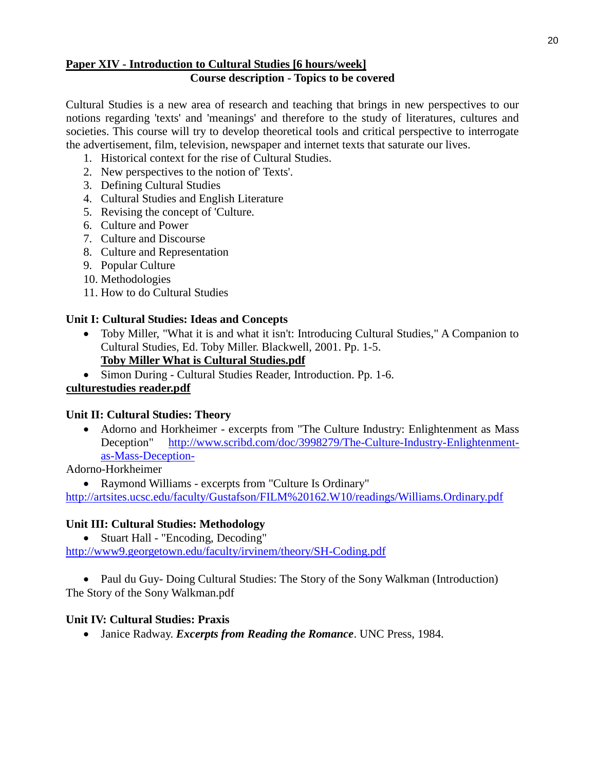**<u>Paper XIV - Introduction to Cultural Studies [6 hours/week]</u>**

**Course description - Topics to be covered**

Cultural Studies is a new area of research and teaching that brings in new perspectives to our notions regarding 'texts' and 'meanings' and therefore to the study of literatures, cultures and societies. This course will try to develop theoretical tools and critical perspective to interrogate the advertisement, film, television, newspaper and internet texts that saturate our lives.

1. Historical context for the rise of Cultural Studies.
2. New perspectives to the notion of' Texts'.
3. Defining Cultural Studies
4. Cultural Studies and English Literature
5. Revising the concept of 'Culture.
6. Culture and Power
7. Culture and Discourse
8. Culture and Representation
9. Popular Culture
10. Methodologies
11. How to do Cultural Studies

**Unit I: Cultural Studies: Ideas and Concepts**

- Toby Miller, "What it is and what it isn't: Introducing Cultural Studies," A Companion to Cultural Studies, Ed. Toby Miller. Blackwell, 2001. Pp. 1-5.
  **<u>Toby Miller What is Cultural Studies.pdf</u>**
- Simon During - Cultural Studies Reader, Introduction. Pp. 1-6.

**<u>culturestudies reader.pdf</u>**

**Unit II: Cultural Studies: Theory**

- Adorno and Horkheimer - excerpts from "The Culture Industry: Enlightenment as Mass Deception" http://www.scribd.com/doc/3998279/The-Culture-Industry-Enlightenment-as-Mass-Deception-

Adorno-Horkheimer

- Raymond Williams - excerpts from "Culture Is Ordinary"

http://artsites.ucsc.edu/faculty/Gustafson/FILM%20162.W10/readings/Williams.Ordinary.pdf

**Unit III: Cultural Studies: Methodology**

- Stuart Hall - "Encoding, Decoding"

http://www9.georgetown.edu/faculty/irvinem/theory/SH-Coding.pdf

- Paul du Guy- Doing Cultural Studies: The Story of the Sony Walkman (Introduction)

The Story of the Sony Walkman.pdf

**Unit IV: Cultural Studies: Praxis**

- Janice Radway. ***Excerpts from Reading the Romance***. UNC Press, 1984.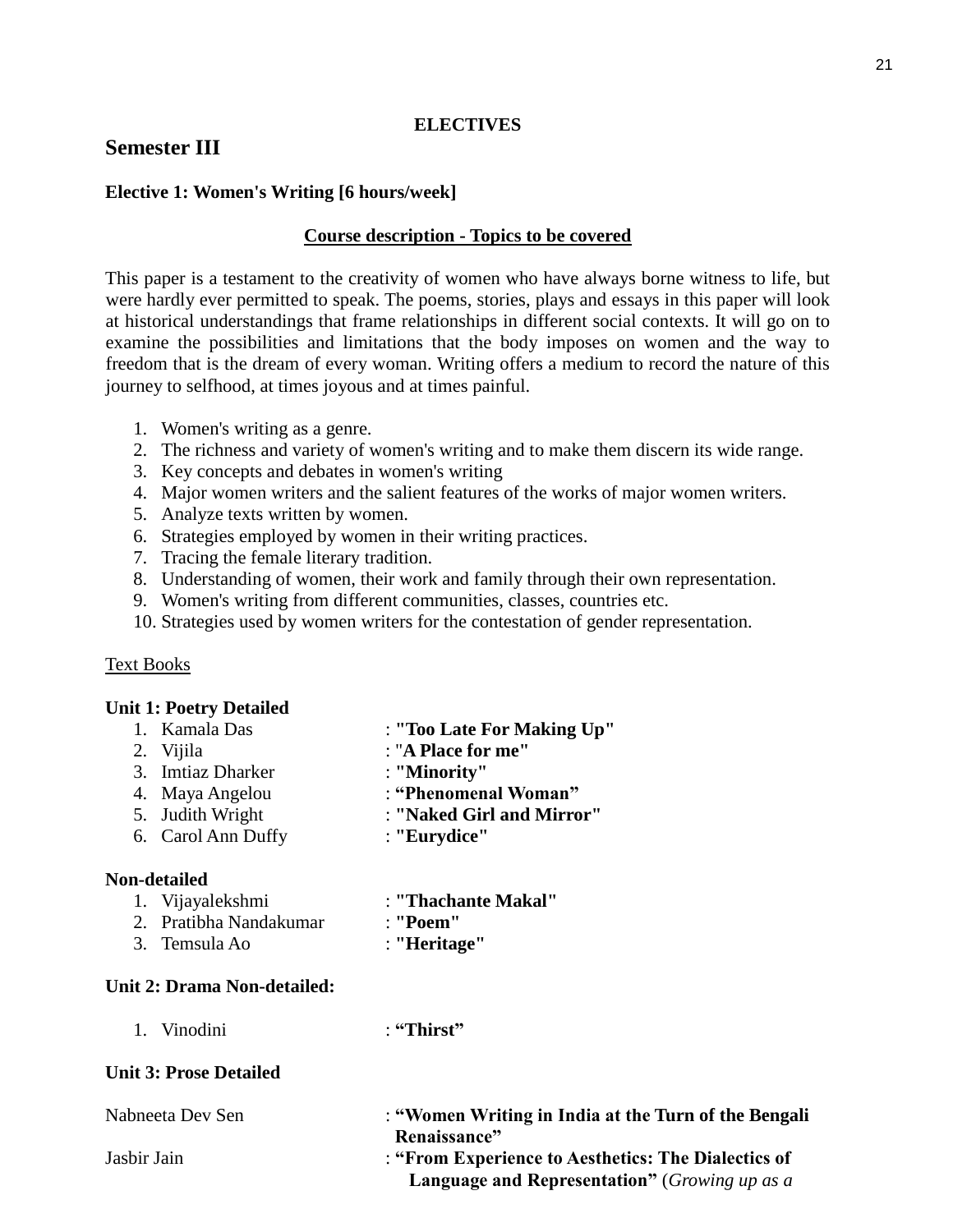**ELECTIVES**

## Semester III

### Elective 1: Women's Writing [6 hours/week]

**Course description - Topics to be covered**

This paper is a testament to the creativity of women who have always borne witness to life, but were hardly ever permitted to speak. The poems, stories, plays and essays in this paper will look at historical understandings that frame relationships in different social contexts. It will go on to examine the possibilities and limitations that the body imposes on women and the way to freedom that is the dream of every woman. Writing offers a medium to record the nature of this journey to selfhood, at times joyous and at times painful.

1. Women's writing as a genre.
2. The richness and variety of women's writing and to make them discern its wide range.
3. Key concepts and debates in women's writing
4. Major women writers and the salient features of the works of major women writers.
5. Analyze texts written by women.
6. Strategies employed by women in their writing practices.
7. Tracing the female literary tradition.
8. Understanding of women, their work and family through their own representation.
9. Women's writing from different communities, classes, countries etc.
10. Strategies used by women writers for the contestation of gender representation.

Text Books

**Unit 1: Poetry Detailed**

1. Kamala Das : **"Too Late For Making Up"**
2. Vijila : "**A Place for me"**
3. Imtiaz Dharker : **"Minority"**
4. Maya Angelou : **"Phenomenal Woman"**
5. Judith Wright : **"Naked Girl and Mirror"**
6. Carol Ann Duffy : **"Eurydice"**

**Non-detailed**

1. Vijayalekshmi : **"Thachante Makal"**
2. Pratibha Nandakumar : **"Poem"**
3. Temsula Ao : **"Heritage"**

**Unit 2: Drama Non-detailed:**

1. Vinodini : **"Thirst"**

**Unit 3: Prose Detailed**

Nabneeta Dev Sen : **"Women Writing in India at the Turn of the Bengali Renaissance"**

Jasbir Jain : **"From Experience to Aesthetics: The Dialectics of Language and Representation"** (*Growing up as a*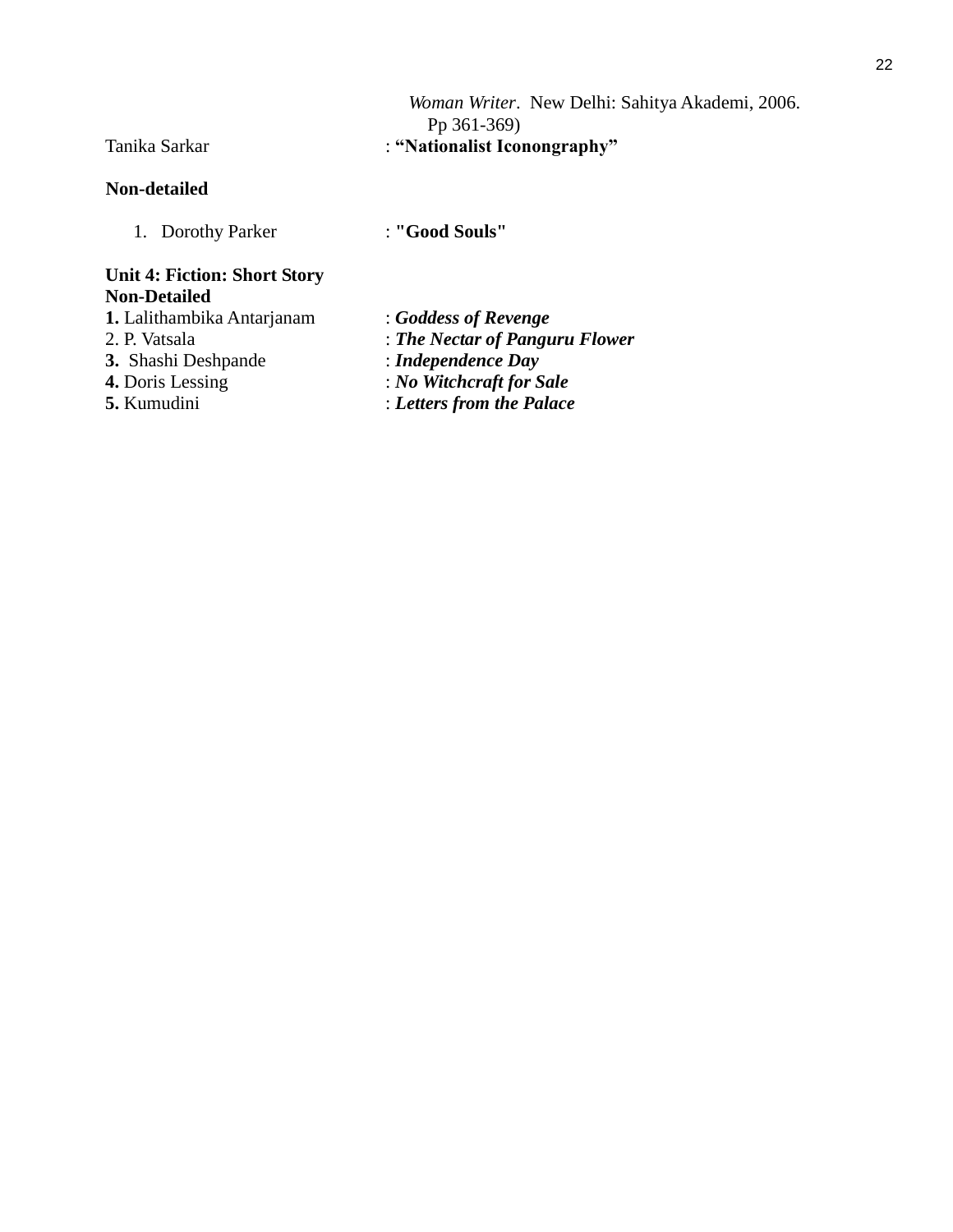*Woman Writer*. New Delhi: Sahitya Akademi, 2006. Pp 361-369)

Tanika Sarkar : **"Nationalist Iconongraphy"**

**Non-detailed**

1. Dorothy Parker : **"Good Souls"**

**Unit 4: Fiction: Short Story**
**Non-Detailed**

**1.** Lalithambika Antarjanam : ***Goddess of Revenge***
2. P. Vatsala : ***The Nectar of Panguru Flower***
**3.** Shashi Deshpande : ***Independence Day***
**4.** Doris Lessing : ***No Witchcraft for Sale***
**5.** Kumudini : ***Letters from the Palace***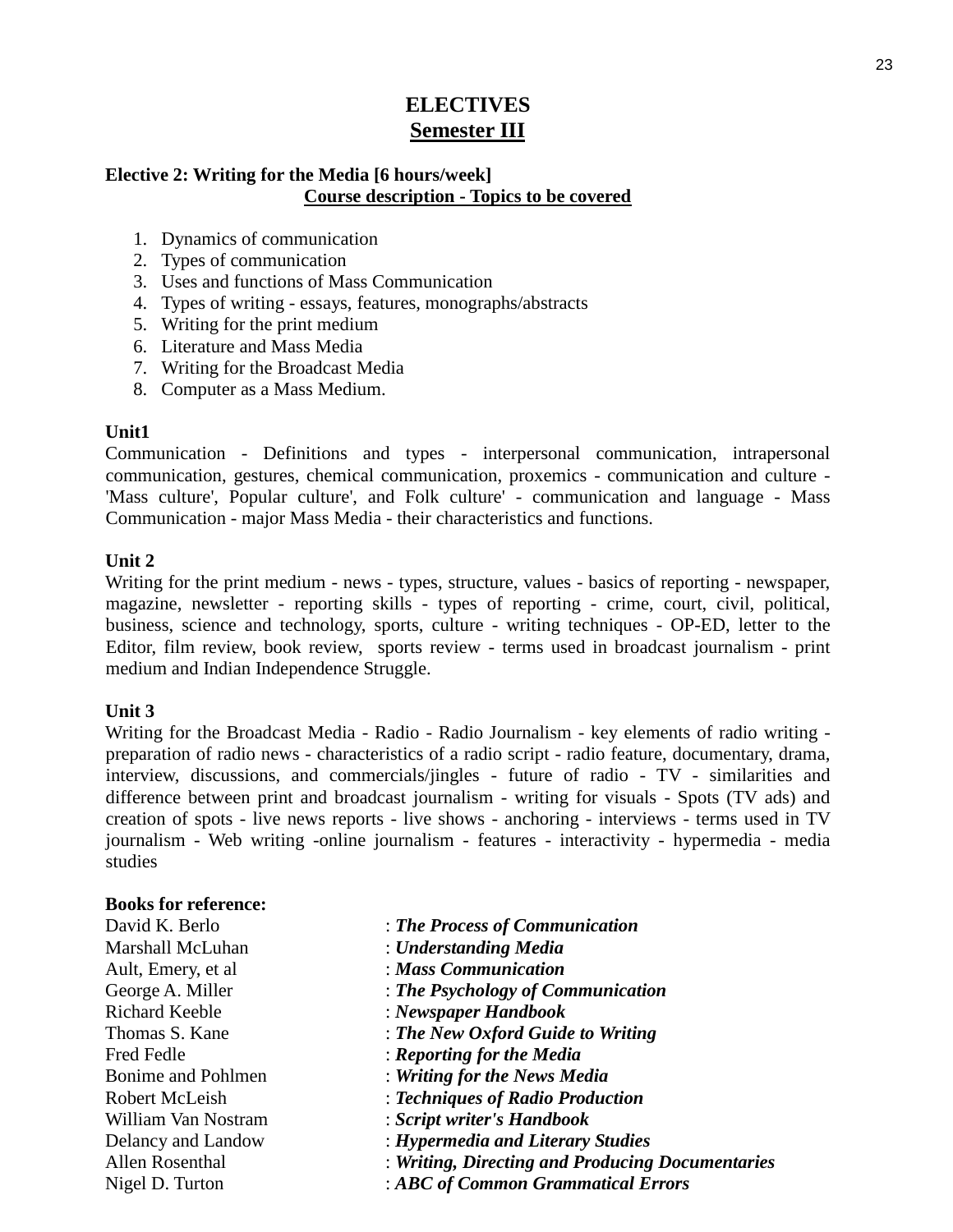# ELECTIVES

## Semester III

**Elective 2: Writing for the Media [6 hours/week]**

**Course description - Topics to be covered**

1. Dynamics of communication
2. Types of communication
3. Uses and functions of Mass Communication
4. Types of writing - essays, features, monographs/abstracts
5. Writing for the print medium
6. Literature and Mass Media
7. Writing for the Broadcast Media
8. Computer as a Mass Medium.

**Unit1**

Communication - Definitions and types - interpersonal communication, intrapersonal communication, gestures, chemical communication, proxemics - communication and culture - 'Mass culture', Popular culture', and Folk culture' - communication and language - Mass Communication - major Mass Media - their characteristics and functions.

**Unit 2**

Writing for the print medium - news - types, structure, values - basics of reporting - newspaper, magazine, newsletter - reporting skills - types of reporting - crime, court, civil, political, business, science and technology, sports, culture - writing techniques - OP-ED, letter to the Editor, film review, book review, sports review - terms used in broadcast journalism - print medium and Indian Independence Struggle.

**Unit 3**

Writing for the Broadcast Media - Radio - Radio Journalism - key elements of radio writing - preparation of radio news - characteristics of a radio script - radio feature, documentary, drama, interview, discussions, and commercials/jingles - future of radio - TV - similarities and difference between print and broadcast journalism - writing for visuals - Spots (TV ads) and creation of spots - live news reports - live shows - anchoring - interviews - terms used in TV journalism - Web writing -online journalism - features - interactivity - hypermedia - media studies

**Books for reference:**

David K. Berlo : ***The Process of Communication***
Marshall McLuhan : ***Understanding Media***
Ault, Emery, et al : ***Mass Communication***
George A. Miller : ***The Psychology of Communication***
Richard Keeble : ***Newspaper Handbook***
Thomas S. Kane : ***The New Oxford Guide to Writing***
Fred Fedle : ***Reporting for the Media***
Bonime and Pohlmen : ***Writing for the News Media***
Robert McLeish : ***Techniques of Radio Production***
William Van Nostram : ***Script writer's Handbook***
Delancy and Landow : ***Hypermedia and Literary Studies***
Allen Rosenthal : ***Writing, Directing and Producing Documentaries***
Nigel D. Turton : ***ABC of Common Grammatical Errors***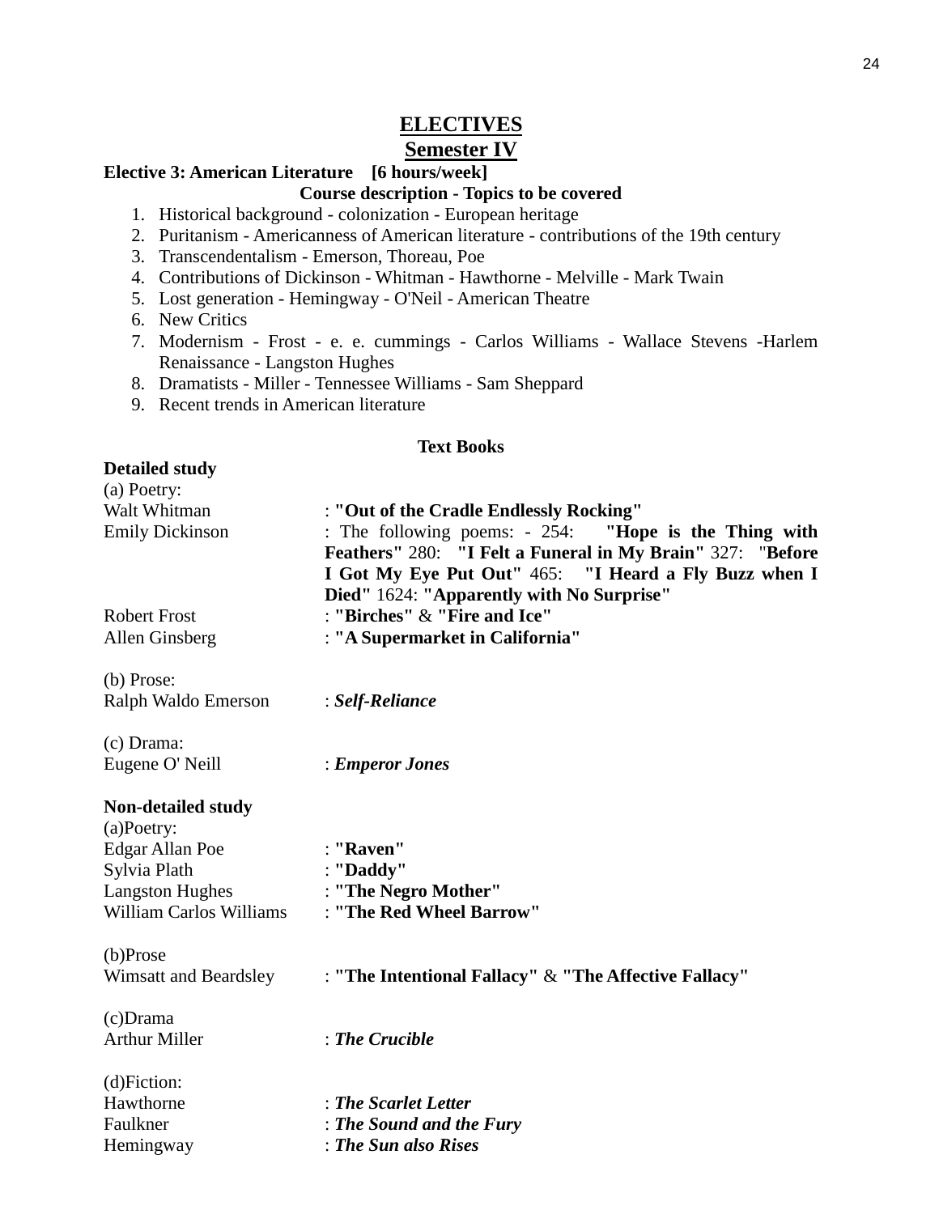# ELECTIVES

## Semester IV

**Elective 3: American Literature [6 hours/week]**

**Course description - Topics to be covered**

1. Historical background - colonization - European heritage
2. Puritanism - Americanness of American literature - contributions of the 19th century
3. Transcendentalism - Emerson, Thoreau, Poe
4. Contributions of Dickinson - Whitman - Hawthorne - Melville - Mark Twain
5. Lost generation - Hemingway - O'Neil - American Theatre
6. New Critics
7. Modernism - Frost - e. e. cummings - Carlos Williams - Wallace Stevens -Harlem Renaissance - Langston Hughes
8. Dramatists - Miller - Tennessee Williams - Sam Sheppard
9. Recent trends in American literature

**Text Books**

**Detailed study**

(a) Poetry:

Walt Whitman : **"Out of the Cradle Endlessly Rocking"**

Emily Dickinson : The following poems: - 254: **"Hope is the Thing with Feathers"** 280: **"I Felt a Funeral in My Brain"** 327: **"Before I Got My Eye Put Out"** 465: **"I Heard a Fly Buzz when I Died"** 1624: **"Apparently with No Surprise"**

Robert Frost : **"Birches"** & **"Fire and Ice"**

Allen Ginsberg : **"A Supermarket in California"**

(b) Prose:

Ralph Waldo Emerson : ***Self-Reliance***

(c) Drama:

Eugene O' Neill : ***Emperor Jones***

**Non-detailed study**

(a)Poetry:

Edgar Allan Poe : **"Raven"**

Sylvia Plath : **"Daddy"**

Langston Hughes : **"The Negro Mother"**

William Carlos Williams : **"The Red Wheel Barrow"**

(b)Prose

Wimsatt and Beardsley : **"The Intentional Fallacy"** & **"The Affective Fallacy"**

(c)Drama

Arthur Miller : ***The Crucible***

(d)Fiction:

Hawthorne : ***The Scarlet Letter***

Faulkner : ***The Sound and the Fury***

Hemingway : ***The Sun also Rises***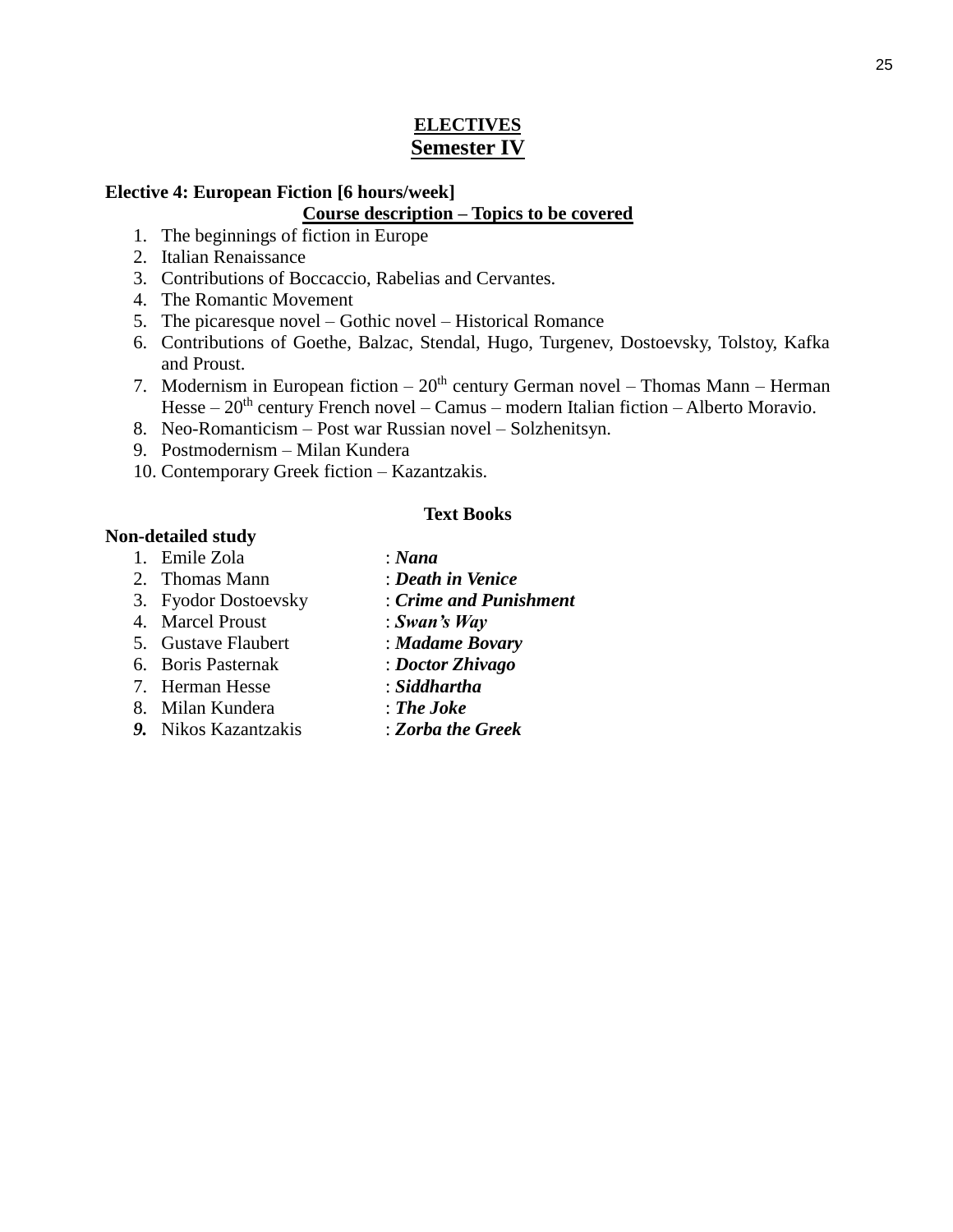# ELECTIVES

## Semester IV

**Elective 4: European Fiction [6 hours/week]**

**Course description – Topics to be covered**

1. The beginnings of fiction in Europe
2. Italian Renaissance
3. Contributions of Boccaccio, Rabelias and Cervantes.
4. The Romantic Movement
5. The picaresque novel – Gothic novel – Historical Romance
6. Contributions of Goethe, Balzac, Stendal, Hugo, Turgenev, Dostoevsky, Tolstoy, Kafka and Proust.
7. Modernism in European fiction – 20th century German novel – Thomas Mann – Herman Hesse – 20th century French novel – Camus – modern Italian fiction – Alberto Moravio.
8. Neo-Romanticism – Post war Russian novel – Solzhenitsyn.
9. Postmodernism – Milan Kundera
10. Contemporary Greek fiction – Kazantzakis.

**Text Books**

**Non-detailed study**

1. Emile Zola : ***Nana***
2. Thomas Mann : ***Death in Venice***
3. Fyodor Dostoevsky : ***Crime and Punishment***
4. Marcel Proust : ***Swan's Way***
5. Gustave Flaubert : ***Madame Bovary***
6. Boris Pasternak : ***Doctor Zhivago***
7. Herman Hesse : ***Siddhartha***
8. Milan Kundera : ***The Joke***
9. Nikos Kazantzakis : ***Zorba the Greek***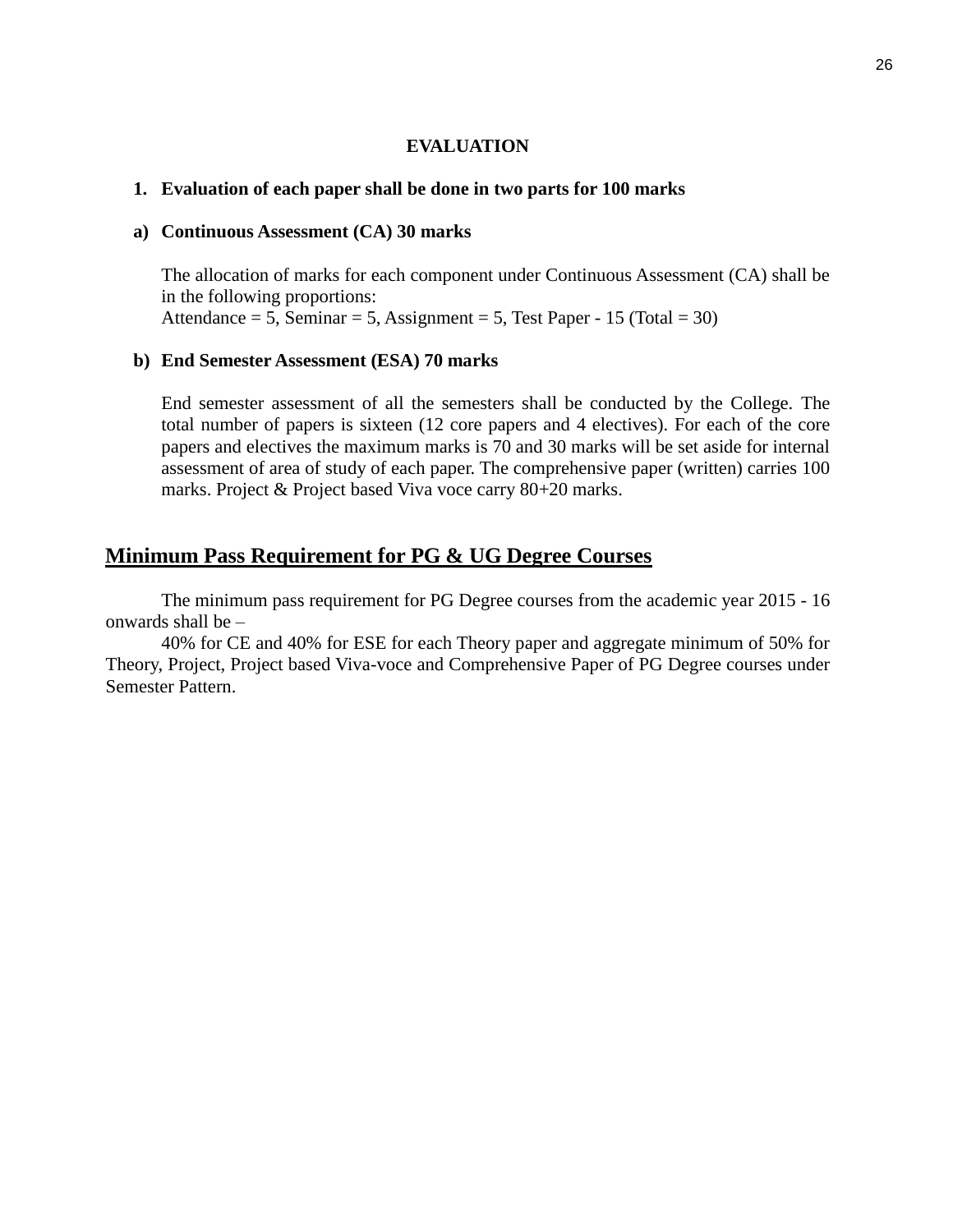# EVALUATION

1. **Evaluation of each paper shall be done in two parts for 100 marks**

a) **Continuous Assessment (CA) 30 marks**

The allocation of marks for each component under Continuous Assessment (CA) shall be in the following proportions:
Attendance = 5, Seminar = 5, Assignment = 5, Test Paper - 15 (Total = 30)

b) **End Semester Assessment (ESA) 70 marks**

End semester assessment of all the semesters shall be conducted by the College. The total number of papers is sixteen (12 core papers and 4 electives). For each of the core papers and electives the maximum marks is 70 and 30 marks will be set aside for internal assessment of area of study of each paper. The comprehensive paper (written) carries 100 marks. Project & Project based Viva voce carry 80+20 marks.

## Minimum Pass Requirement for PG & UG Degree Courses

The minimum pass requirement for PG Degree courses from the academic year 2015 - 16 onwards shall be –

40% for CE and 40% for ESE for each Theory paper and aggregate minimum of 50% for Theory, Project, Project based Viva-voce and Comprehensive Paper of PG Degree courses under Semester Pattern.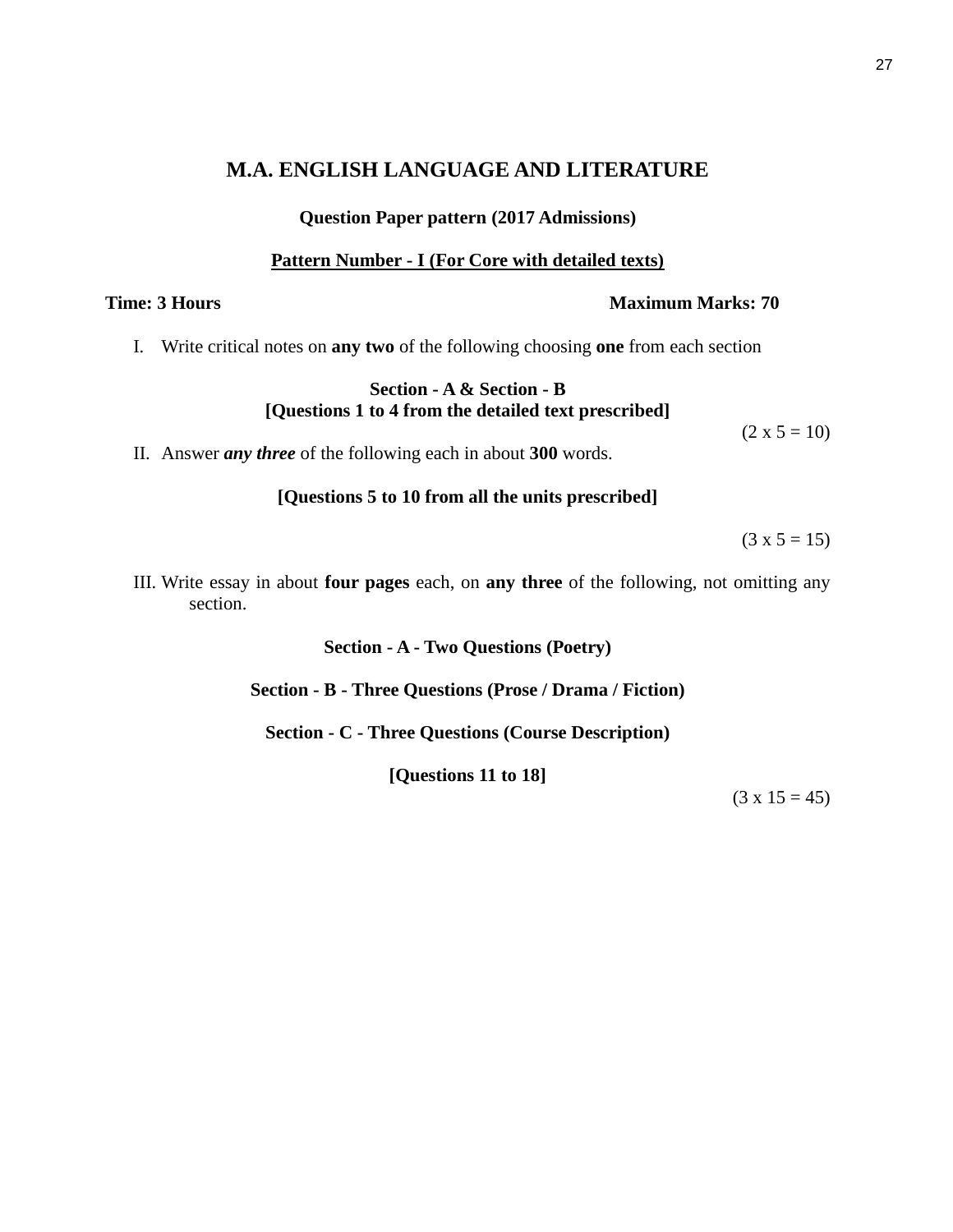# M.A. ENGLISH LANGUAGE AND LITERATURE

**Question Paper pattern (2017 Admissions)**

**Pattern Number - I (For Core with detailed texts)**

**Time: 3 Hours** **Maximum Marks: 70**

I. Write critical notes on **any two** of the following choosing **one** from each section

**Section - A & Section - B**
**[Questions 1 to 4 from the detailed text prescribed]**

(2 x 5 = 10)

II. Answer ***any three*** of the following each in about **300** words.

**[Questions 5 to 10 from all the units prescribed]**

(3 x 5 = 15)

III. Write essay in about **four pages** each, on **any three** of the following, not omitting any section.

**Section - A - Two Questions (Poetry)**

**Section - B - Three Questions (Prose / Drama / Fiction)**

**Section - C - Three Questions (Course Description)**

**[Questions 11 to 18]**

(3 x 15 = 45)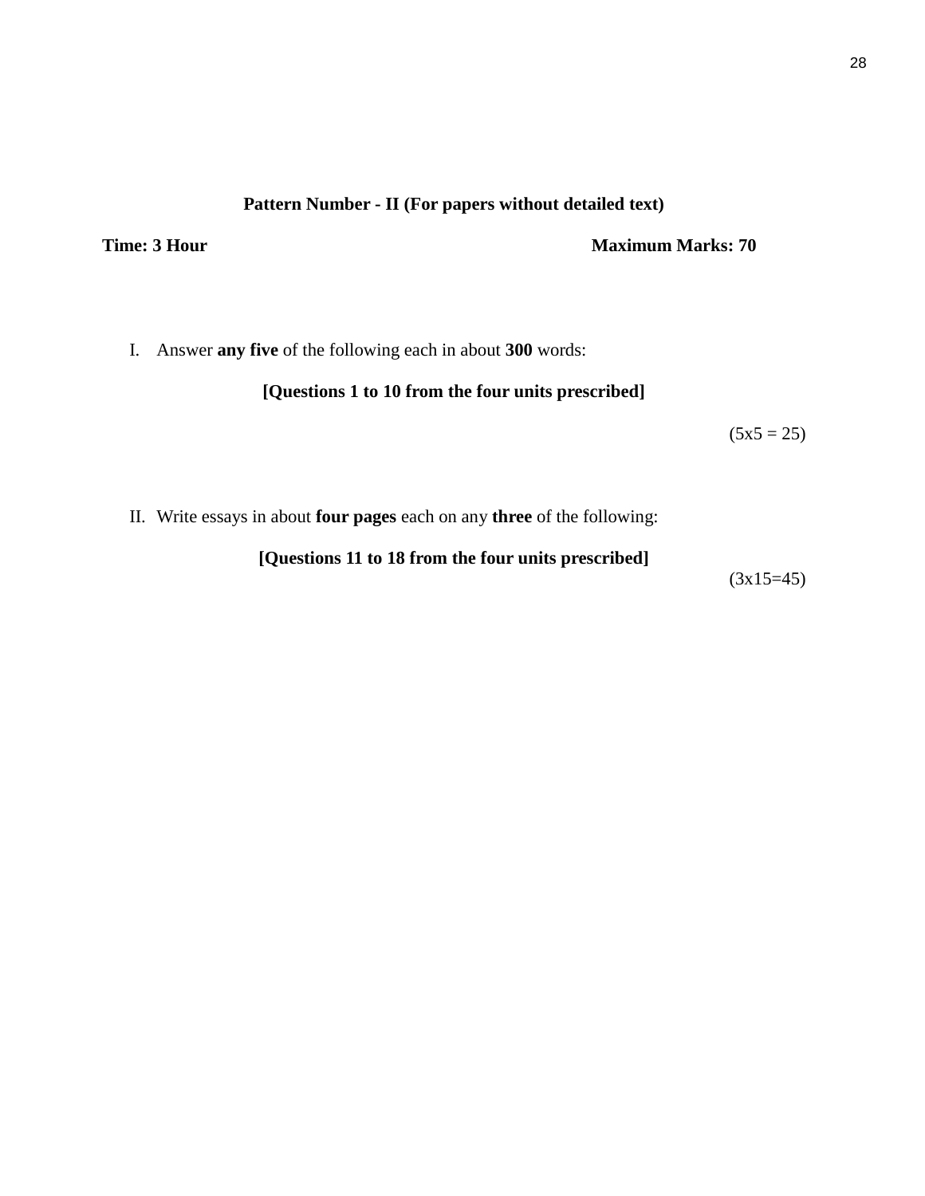**Pattern Number - II (For papers without detailed text)**

**Time: 3 Hour** **Maximum Marks: 70**

I. Answer **any five** of the following each in about **300** words:

**[Questions 1 to 10 from the four units prescribed]**

(5x5 = 25)

II. Write essays in about **four pages** each on any **three** of the following:

**[Questions 11 to 18 from the four units prescribed]**

(3x15=45)